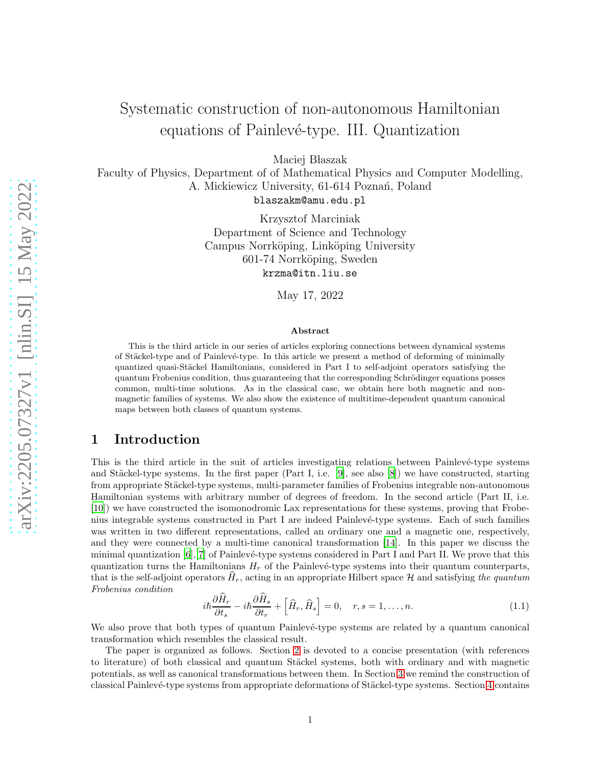# Systematic construction of non-autonomous Hamiltonian equations of Painlevé-type. III. Quantization

Maciej Błaszak
Faculty of Physics, Department of of Mathematical Physics and Computer Modelling, A. Mickiewicz University, 61-614 Poznań, Poland
blaszakm@amu.edu.pl

Krzysztof Marciniak
Department of Science and Technology
Campus Norrköping, Linköping University
601-74 Norrköping, Sweden
krzma@itn.liu.se

May 17, 2022

### Abstract

This is the third article in our series of articles exploring connections between dynamical systems of Stäckel-type and of Painlevé-type. In this article we present a method of deforming of minimally quantized quasi-Stäckel Hamiltonians, considered in Part I to self-adjoint operators satisfying the quantum Frobenius condition, thus guaranteeing that the corresponding Schrödinger equations posses common, multi-time solutions. As in the classical case, we obtain here both magnetic and non-magnetic families of systems. We also show the existence of multitime-dependent quantum canonical maps between both classes of quantum systems.

## 1 Introduction

This is the third article in the suit of articles investigating relations between Painlevé-type systems and Stäckel-type systems. In the first paper (Part I, i.e. [9], see also [8]) we have constructed, starting from appropriate Stäckel-type systems, multi-parameter families of Frobenius integrable non-autonomous Hamiltonian systems with arbitrary number of degrees of freedom. In the second article (Part II, i.e. [10]) we have constructed the isomonodromic Lax representations for these systems, proving that Frobenius integrable systems constructed in Part I are indeed Painlevé-type systems. Each of such families was written in two different representations, called an ordinary one and a magnetic one, respectively, and they were connected by a multi-time canonical transformation [14]. In this paper we discuss the minimal quantization [6],[7] of Painlevé-type systems considered in Part I and Part II. We prove that this quantization turns the Hamiltonians $H_r$ of the Painlevé-type systems into their quantum counterparts, that is the self-adjoint operators $\widehat{H}_r$, acting in an appropriate Hilbert space $\mathcal{H}$ and satisfying *the quantum Frobenius condition*

$$i\hbar\frac{\partial \widehat{H}_r}{\partial t_s} - i\hbar\frac{\partial \widehat{H}_s}{\partial t_r} + \left[\widehat{H}_r, \widehat{H}_s\right] = 0, \quad r,s = 1,\ldots,n. \tag{1.1}$$

We also prove that both types of quantum Painlevé-type systems are related by a quantum canonical transformation which resembles the classical result.

The paper is organized as follows. Section 2 is devoted to a concise presentation (with references to literature) of both classical and quantum Stäckel systems, both with ordinary and with magnetic potentials, as well as canonical transformations between them. In Section 3 we remind the construction of classical Painlevé-type systems from appropriate deformations of Stäckel-type systems. Section 4 contains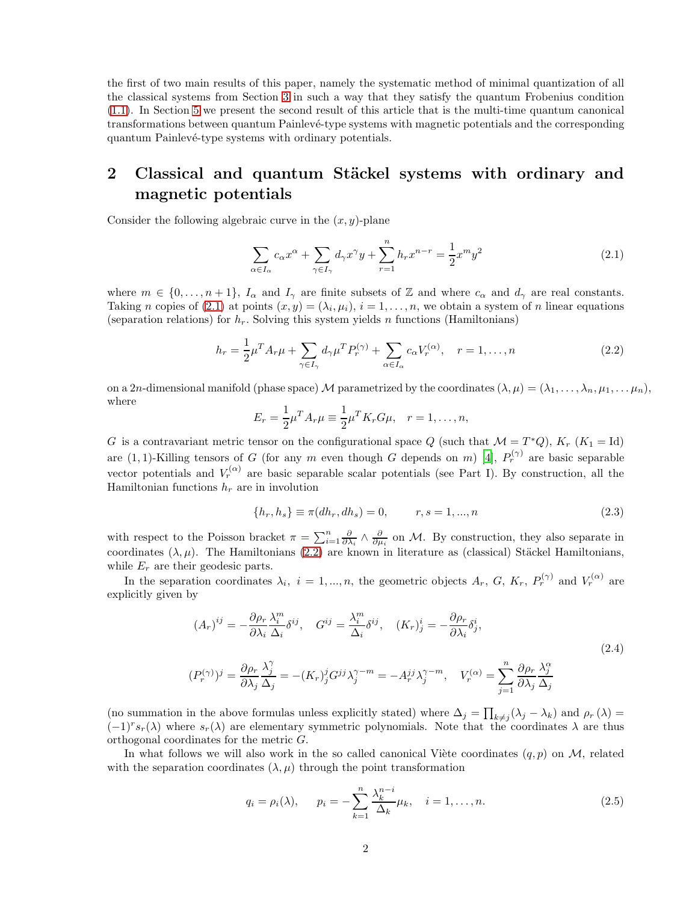the first of two main results of this paper, namely the systematic method of minimal quantization of all the classical systems from Section 3 in such a way that they satisfy the quantum Frobenius condition (1.1). In Section 5 we present the second result of this article that is the multi-time quantum canonical transformations between quantum Painlevé-type systems with magnetic potentials and the corresponding quantum Painlevé-type systems with ordinary potentials.

## 2 Classical and quantum Stäckel systems with ordinary and magnetic potentials

Consider the following algebraic curve in the $(x, y)$-plane

$$\sum_{\alpha \in I_\alpha} c_\alpha x^\alpha + \sum_{\gamma \in I_\gamma} d_\gamma x^\gamma y + \sum_{r=1}^{n} h_r x^{n-r} = \frac{1}{2} x^m y^2 \tag{2.1}$$

where $m \in \{0, \ldots, n+1\}$, $I_\alpha$ and $I_\gamma$ are finite subsets of $\mathbb{Z}$ and where $c_\alpha$ and $d_\gamma$ are real constants. Taking $n$ copies of (2.1) at points $(x, y) = (\lambda_i, \mu_i)$, $i = 1, \ldots, n$, we obtain a system of $n$ linear equations (separation relations) for $h_r$. Solving this system yields $n$ functions (Hamiltonians)

$$h_r = \frac{1}{2} \mu^T A_r \mu + \sum_{\gamma \in I_\gamma} d_\gamma \mu^T P_r^{(\gamma)} + \sum_{\alpha \in I_\alpha} c_\alpha V_r^{(\alpha)}, \quad r = 1, \ldots, n \tag{2.2}$$

on a $2n$-dimensional manifold (phase space) $\mathcal{M}$ parametrized by the coordinates $(\lambda, \mu) = (\lambda_1, \ldots, \lambda_n, \mu_1, \ldots \mu_n)$, where

$$E_r = \frac{1}{2} \mu^T A_r \mu \equiv \frac{1}{2} \mu^T K_r G \mu, \quad r = 1, \ldots, n,$$

$G$ is a contravariant metric tensor on the configurational space $Q$ (such that $\mathcal{M} = T^* Q$), $K_r$ ($K_1 = \mathrm{Id}$) are $(1,1)$-Killing tensors of $G$ (for any $m$ even though $G$ depends on $m$) [4], $P_r^{(\gamma)}$ are basic separable vector potentials and $V_r^{(\alpha)}$ are basic separable scalar potentials (see Part I). By construction, all the Hamiltonian functions $h_r$ are in involution

$$\{h_r, h_s\} \equiv \pi(dh_r, dh_s) = 0, \qquad r, s = 1, ..., n \tag{2.3}$$

with respect to the Poisson bracket $\pi = \sum_{i=1}^n \frac{\partial}{\partial \lambda_i} \wedge \frac{\partial}{\partial \mu_i}$ on $\mathcal{M}$. By construction, they also separate in coordinates $(\lambda, \mu)$. The Hamiltonians (2.2) are known in literature as (classical) Stäckel Hamiltonians, while $E_r$ are their geodesic parts.

In the separation coordinates $\lambda_i$, $i = 1, ..., n$, the geometric objects $A_r$, $G$, $K_r$, $P_r^{(\gamma)}$ and $V_r^{(\alpha)}$ are explicitly given by

$$\begin{gathered}
(A_r)^{ij} = -\frac{\partial \rho_r}{\partial \lambda_i} \frac{\lambda_i^m}{\Delta_i} \delta^{ij}, \quad G^{ij} = \frac{\lambda_i^m}{\Delta_i} \delta^{ij}, \quad (K_r)^i_j = -\frac{\partial \rho_r}{\partial \lambda_i} \delta^i_j, \\
(P_r^{(\gamma)})^j = \frac{\partial \rho_r}{\partial \lambda_j} \frac{\lambda_j^\gamma}{\Delta_j} = -(K_r)^j_j G^{jj} \lambda_j^{\gamma - m} = -A_r^{jj} \lambda_j^{\gamma - m}, \quad V_r^{(\alpha)} = \sum_{j=1}^n \frac{\partial \rho_r}{\partial \lambda_j} \frac{\lambda_j^\alpha}{\Delta_j}
\end{gathered} \tag{2.4}$$

(no summation in the above formulas unless explicitly stated) where $\Delta_j = \prod_{k \neq j} (\lambda_j - \lambda_k)$ and $\rho_r(\lambda) = (-1)^r s_r(\lambda)$ where $s_r(\lambda)$ are elementary symmetric polynomials. Note that the coordinates $\lambda$ are thus orthogonal coordinates for the metric $G$.

In what follows we will also work in the so called canonical Viète coordinates $(q, p)$ on $\mathcal{M}$, related with the separation coordinates $(\lambda, \mu)$ through the point transformation

$$q_i = \rho_i(\lambda), \qquad p_i = -\sum_{k=1}^n \frac{\lambda_k^{n-i}}{\Delta_k} \mu_k, \quad i = 1, \ldots, n. \tag{2.5}$$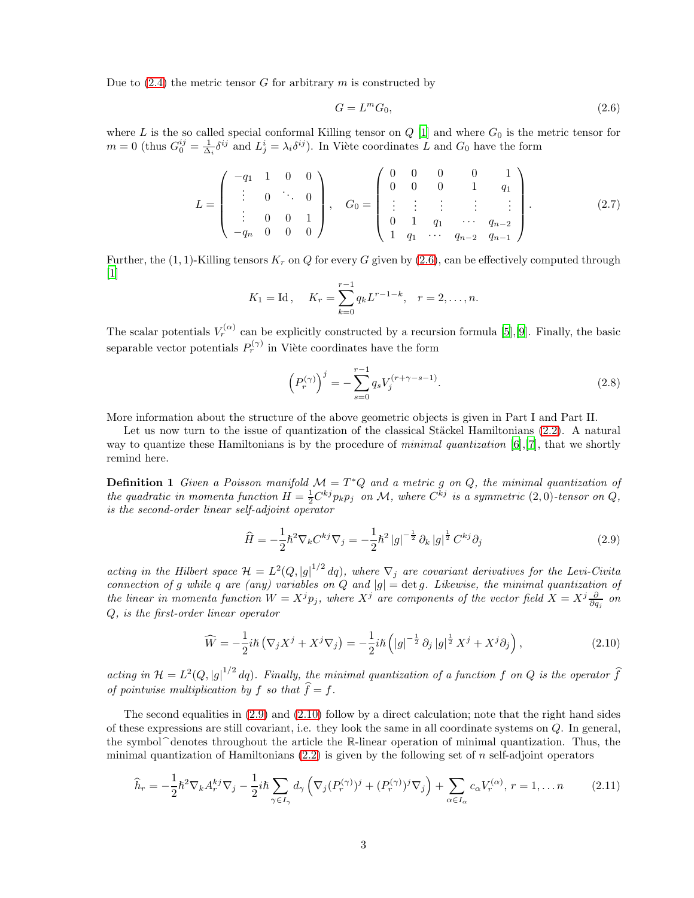Due to (2.4) the metric tensor $G$ for arbitrary $m$ is constructed by

$$G = L^m G_0, \tag{2.6}$$

where $L$ is the so called special conformal Killing tensor on $Q$ [1] and where $G_0$ is the metric tensor for $m = 0$ (thus $G_0^{ij} = \frac{1}{\Delta_i}\delta^{ij}$ and $L_j^i = \lambda_i \delta^{ij}$). In Viète coordinates $L$ and $G_0$ have the form

$$L = \begin{pmatrix} -q_1 & 1 & 0 & 0 \\ \vdots & 0 & \ddots & 0 \\ \vdots & 0 & 0 & 1 \\ -q_n & 0 & 0 & 0 \end{pmatrix}, \quad G_0 = \begin{pmatrix} 0 & 0 & 0 & 0 & 1 \\ 0 & 0 & 0 & 1 & q_1 \\ \vdots & \vdots & \vdots & \vdots & \vdots \\ 0 & 1 & q_1 & \cdots & q_{n-2} \\ 1 & q_1 & \cdots & q_{n-2} & q_{n-1} \end{pmatrix}. \tag{2.7}$$

Further, the $(1,1)$-Killing tensors $K_r$ on $Q$ for every $G$ given by (2.6), can be effectively computed through [1]

$$K_1 = \mathrm{Id}\,, \quad K_r = \sum_{k=0}^{r-1} q_k L^{r-1-k}, \quad r = 2, \ldots, n.$$

The scalar potentials $V_r^{(\alpha)}$ can be explicitly constructed by a recursion formula [5],[9]. Finally, the basic separable vector potentials $P_r^{(\gamma)}$ in Viète coordinates have the form

$$\left(P_r^{(\gamma)}\right)^j = -\sum_{s=0}^{r-1} q_s V_j^{(r+\gamma-s-1)}. \tag{2.8}$$

More information about the structure of the above geometric objects is given in Part I and Part II.

Let us now turn to the issue of quantization of the classical Stäckel Hamiltonians (2.2). A natural way to quantize these Hamiltonians is by the procedure of *minimal quantization* [6],[7], that we shortly remind here.

**Definition 1** *Given a Poisson manifold $\mathcal{M} = T^*Q$ and a metric $g$ on $Q$, the minimal quantization of the quadratic in momenta function $H = \frac{1}{2}C^{kj}p_k p_j$ on $\mathcal{M}$, where $C^{kj}$ is a symmetric $(2,0)$-tensor on $Q$, is the second-order linear self-adjoint operator*

$$\widehat{H} = -\frac{1}{2}\hbar^2 \nabla_k C^{kj} \nabla_j = -\frac{1}{2}\hbar^2 \left|g\right|^{-\frac{1}{2}} \partial_k \left|g\right|^{\frac{1}{2}} C^{kj} \partial_j \tag{2.9}$$

*acting in the Hilbert space $\mathcal{H} = L^2(Q, |g|^{1/2}\,dq)$, where $\nabla_j$ are covariant derivatives for the Levi-Civita connection of $g$ while $q$ are (any) variables on $Q$ and $|g| = \det g$. Likewise, the minimal quantization of the linear in momenta function $W = X^j p_j$, where $X^j$ are components of the vector field $X = X^j \frac{\partial}{\partial q_j}$ on $Q$, is the first-order linear operator*

$$\widehat{W} = -\frac{1}{2}i\hbar \left(\nabla_j X^j + X^j \nabla_j\right) = -\frac{1}{2}i\hbar \left(|g|^{-\frac{1}{2}} \partial_j \left|g\right|^{\frac{1}{2}} X^j + X^j \partial_j\right), \tag{2.10}$$

*acting in $\mathcal{H} = L^2(Q, |g|^{1/2}\,dq)$. Finally, the minimal quantization of a function $f$ on $Q$ is the operator $\widehat{f}$ of pointwise multiplication by $f$ so that $\widehat{f} = f$.*

The second equalities in (2.9) and (2.10) follow by a direct calculation; note that the right hand sides of these expressions are still covariant, i.e. they look the same in all coordinate systems on $Q$. In general, the symbol $\widehat{}$ denotes throughout the article the $\mathbb{R}$-linear operation of minimal quantization. Thus, the minimal quantization of Hamiltonians (2.2) is given by the following set of $n$ self-adjoint operators

$$\widehat{h}_r = -\frac{1}{2}\hbar^2 \nabla_k A_r^{kj} \nabla_j - \frac{1}{2}i\hbar \sum_{\gamma \in I_\gamma} d_\gamma \left(\nabla_j (P_r^{(\gamma)})^j + (P_r^{(\gamma)})^j \nabla_j\right) + \sum_{\alpha \in I_\alpha} c_\alpha V_r^{(\alpha)},\; r = 1, \ldots n \tag{2.11}$$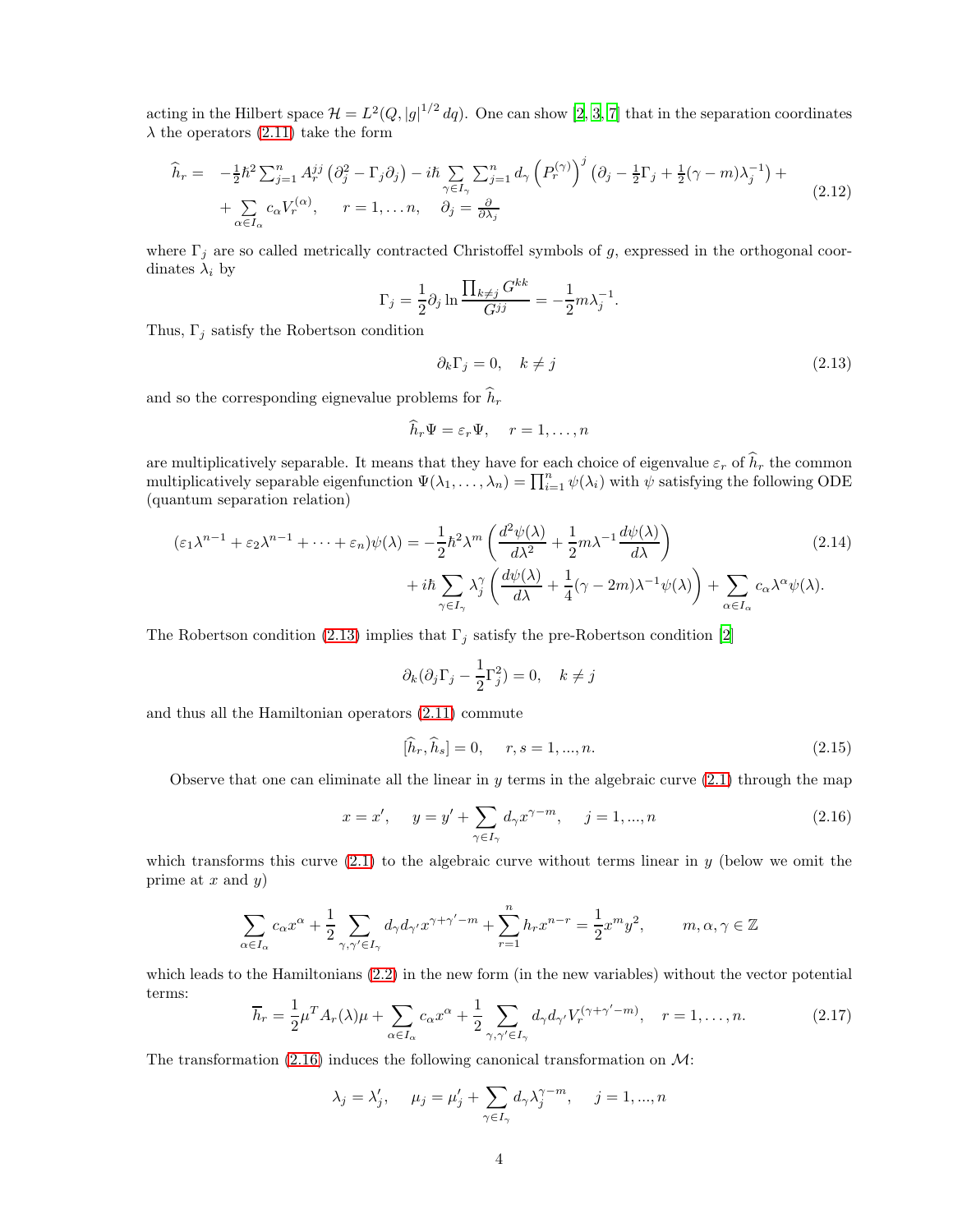acting in the Hilbert space $\mathcal{H} = L^2(Q, |g|^{1/2}\, dq)$. One can show [2, 3, 7] that in the separation coordinates $\lambda$ the operators (2.11) take the form

$$
\begin{aligned}
\widehat{h}_r = \; & -\tfrac{1}{2}\hbar^2 \textstyle\sum_{j=1}^n A_r^{jj} \left(\partial_j^2 - \Gamma_j \partial_j\right) - i\hbar \sum\limits_{\gamma \in I_\gamma} \sum_{j=1}^n d_\gamma \left(P_r^{(\gamma)}\right)^j \left(\partial_j - \tfrac{1}{2}\Gamma_j + \tfrac{1}{2}(\gamma - m)\lambda_j^{-1}\right) + \\
& + \sum_{\alpha \in I_\alpha} c_\alpha V_r^{(\alpha)}, \qquad r = 1, \ldots n, \qquad \partial_j = \tfrac{\partial}{\partial \lambda_j}
\end{aligned}
\tag{2.12}
$$

where $\Gamma_j$ are so called metrically contracted Christoffel symbols of $g$, expressed in the orthogonal coordinates $\lambda_i$ by

$$
\Gamma_j = \frac{1}{2}\partial_j \ln \frac{\prod_{k \neq j} G^{kk}}{G^{jj}} = -\frac{1}{2} m \lambda_j^{-1}.
$$

Thus, $\Gamma_j$ satisfy the Robertson condition

$$
\partial_k \Gamma_j = 0, \quad k \neq j \tag{2.13}
$$

and so the corresponding eignevalue problems for $\widehat{h}_r$

$$
\widehat{h}_r \Psi = \varepsilon_r \Psi, \quad r = 1, \ldots, n
$$

are multiplicatively separable. It means that they have for each choice of eigenvalue $\varepsilon_r$ of $\widehat{h}_r$ the common multiplicatively separable eigenfunction $\Psi(\lambda_1, \ldots, \lambda_n) = \prod_{i=1}^n \psi(\lambda_i)$ with $\psi$ satisfying the following ODE (quantum separation relation)

$$
\begin{aligned}
(\varepsilon_1 \lambda^{n-1} + \varepsilon_2 \lambda^{n-1} + \cdots + \varepsilon_n)\psi(\lambda) = & -\frac{1}{2}\hbar^2 \lambda^m \left( \frac{d^2\psi(\lambda)}{d\lambda^2} + \frac{1}{2} m \lambda^{-1} \frac{d\psi(\lambda)}{d\lambda} \right) \\
& + i\hbar \sum_{\gamma \in I_\gamma} \lambda_j^\gamma \left( \frac{d\psi(\lambda)}{d\lambda} + \frac{1}{4}(\gamma - 2m)\lambda^{-1}\psi(\lambda) \right) + \sum_{\alpha \in I_\alpha} c_\alpha \lambda^\alpha \psi(\lambda).
\end{aligned}
\tag{2.14}
$$

The Robertson condition (2.13) implies that $\Gamma_j$ satisfy the pre-Robertson condition [2]

$$
\partial_k (\partial_j \Gamma_j - \frac{1}{2}\Gamma_j^2) = 0, \quad k \neq j
$$

and thus all the Hamiltonian operators (2.11) commute

$$
[\widehat{h}_r, \widehat{h}_s] = 0, \qquad r, s = 1, ..., n. \tag{2.15}
$$

Observe that one can eliminate all the linear in $y$ terms in the algebraic curve (2.1) through the map

$$
x = x', \quad y = y' + \sum_{\gamma \in I_\gamma} d_\gamma x^{\gamma - m}, \quad j = 1, ..., n \tag{2.16}
$$

which transforms this curve (2.1) to the algebraic curve without terms linear in $y$ (below we omit the prime at $x$ and $y$)

$$
\sum_{\alpha \in I_\alpha} c_\alpha x^\alpha + \frac{1}{2} \sum_{\gamma, \gamma' \in I_\gamma} d_\gamma d_{\gamma'} x^{\gamma + \gamma' - m} + \sum_{r=1}^n h_r x^{n-r} = \frac{1}{2} x^m y^2, \qquad m, \alpha, \gamma \in \mathbb{Z}
$$

which leads to the Hamiltonians (2.2) in the new form (in the new variables) without the vector potential terms:

$$
\overline{h}_r = \frac{1}{2}\mu^T A_r(\lambda)\mu + \sum_{\alpha \in I_\alpha} c_\alpha x^\alpha + \frac{1}{2} \sum_{\gamma, \gamma' \in I_\gamma} d_\gamma d_{\gamma'} V_r^{(\gamma + \gamma' - m)}, \quad r = 1, \ldots, n. \tag{2.17}
$$

The transformation (2.16) induces the following canonical transformation on $\mathcal{M}$:

$$
\lambda_j = \lambda_j', \quad \mu_j = \mu_j' + \sum_{\gamma \in I_\gamma} d_\gamma \lambda_j^{\gamma - m}, \quad j = 1, ..., n
$$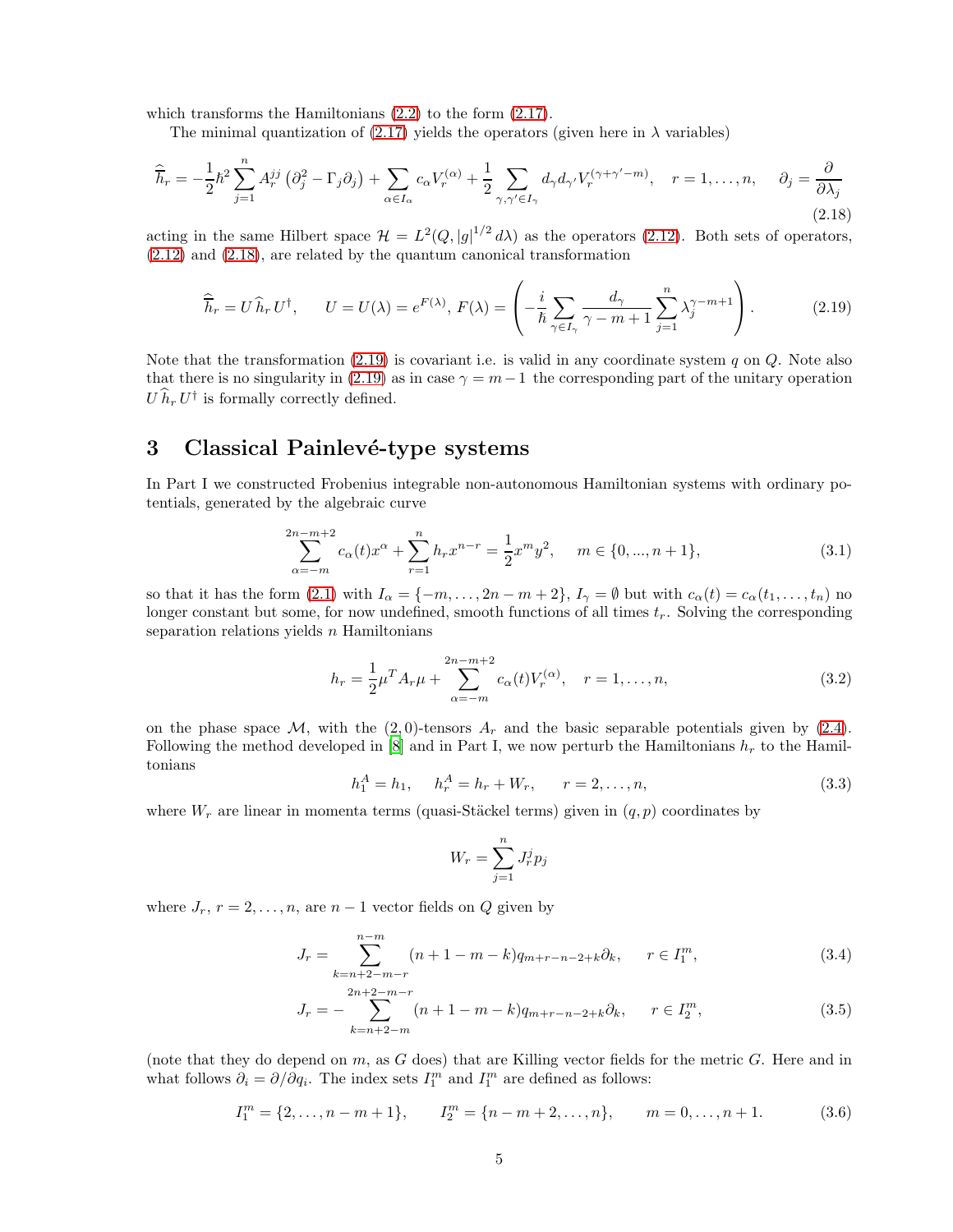which transforms the Hamiltonians (2.2) to the form (2.17).

The minimal quantization of (2.17) yields the operators (given here in $\lambda$ variables)

$$\widehat{\overline{h}}_r = -\frac{1}{2}\hbar^2 \sum_{j=1}^{n} A_r^{jj} \left(\partial_j^2 - \Gamma_j \partial_j\right) + \sum_{\alpha \in I_\alpha} c_\alpha V_r^{(\alpha)} + \frac{1}{2} \sum_{\gamma,\gamma' \in I_\gamma} d_\gamma d_{\gamma'} V_r^{(\gamma+\gamma'-m)}, \quad r = 1,\ldots,n, \quad \partial_j = \frac{\partial}{\partial \lambda_j} \tag{2.18}$$

acting in the same Hilbert space $\mathcal{H} = L^2(Q, |g|^{1/2} d\lambda)$ as the operators (2.12). Both sets of operators, (2.12) and (2.18), are related by the quantum canonical transformation

$$\widehat{\overline{h}}_r = U\, \widehat{h}_r\, U^\dagger, \qquad U = U(\lambda) = e^{F(\lambda)},\ F(\lambda) = \left(-\frac{i}{\hbar} \sum_{\gamma \in I_\gamma} \frac{d_\gamma}{\gamma - m + 1} \sum_{j=1}^{n} \lambda_j^{\gamma - m + 1}\right). \tag{2.19}$$

Note that the transformation (2.19) is covariant i.e. is valid in any coordinate system $q$ on $Q$. Note also that there is no singularity in (2.19) as in case $\gamma = m-1$ the corresponding part of the unitary operation $U\, \widehat{h}_r\, U^\dagger$ is formally correctly defined.

# 3 Classical Painlevé-type systems

In Part I we constructed Frobenius integrable non-autonomous Hamiltonian systems with ordinary potentials, generated by the algebraic curve

$$\sum_{\alpha=-m}^{2n-m+2} c_\alpha(t) x^\alpha + \sum_{r=1}^{n} h_r x^{n-r} = \frac{1}{2} x^m y^2, \qquad m \in \{0, ..., n+1\}, \tag{3.1}$$

so that it has the form (2.1) with $I_\alpha = \{-m, \ldots, 2n-m+2\}$, $I_\gamma = \emptyset$ but with $c_\alpha(t) = c_\alpha(t_1, \ldots, t_n)$ no longer constant but some, for now undefined, smooth functions of all times $t_r$. Solving the corresponding separation relations yields $n$ Hamiltonians

$$h_r = \frac{1}{2}\mu^T A_r \mu + \sum_{\alpha=-m}^{2n-m+2} c_\alpha(t) V_r^{(\alpha)}, \quad r = 1,\ldots,n, \tag{3.2}$$

on the phase space $\mathcal{M}$, with the $(2,0)$-tensors $A_r$ and the basic separable potentials given by (2.4). Following the method developed in [8] and in Part I, we now perturb the Hamiltonians $h_r$ to the Hamiltonians

$$h_1^A = h_1, \quad h_r^A = h_r + W_r, \qquad r = 2,\ldots,n, \tag{3.3}$$

where $W_r$ are linear in momenta terms (quasi-Stäckel terms) given in $(q,p)$ coordinates by

$$W_r = \sum_{j=1}^{n} J_r^j p_j$$

where $J_r$, $r = 2,\ldots,n$, are $n-1$ vector fields on $Q$ given by

$$J_r = \sum_{k=n+2-m-r}^{n-m} (n+1-m-k) q_{m+r-n-2+k} \partial_k, \qquad r \in I_1^m, \tag{3.4}$$

$$J_r = -\sum_{k=n+2-m}^{2n+2-m-r} (n+1-m-k) q_{m+r-n-2+k} \partial_k, \qquad r \in I_2^m, \tag{3.5}$$

(note that they do depend on $m$, as $G$ does) that are Killing vector fields for the metric $G$. Here and in what follows $\partial_i = \partial/\partial q_i$. The index sets $I_1^m$ and $I_1^m$ are defined as follows:

$$I_1^m = \{2,\ldots,n-m+1\}, \qquad I_2^m = \{n-m+2,\ldots,n\}, \qquad m = 0,\ldots,n+1. \tag{3.6}$$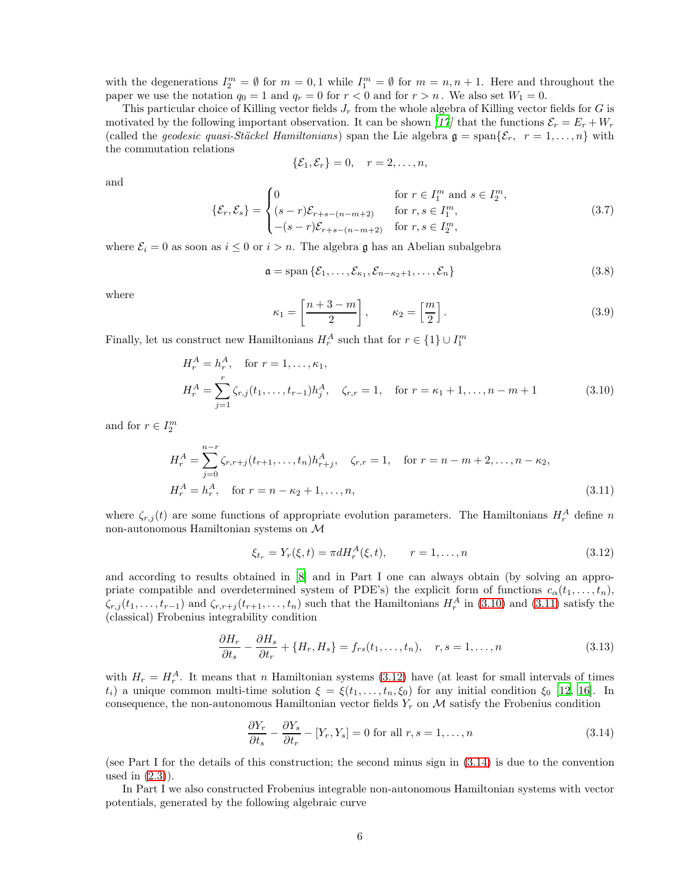with the degenerations $I_2^m = \emptyset$ for $m = 0, 1$ while $I_1^m = \emptyset$ for $m = n, n+1$. Here and throughout the paper we use the notation $q_0 = 1$ and $q_r = 0$ for $r < 0$ and for $r > n$. We also set $W_1 = 0$.

This particular choice of Killing vector fields $J_r$ from the whole algebra of Killing vector fields for $G$ is motivated by the following important observation. It can be shown [17] that the functions $\mathcal{E}_r = E_r + W_r$ (called the *geodesic quasi-Stäckel Hamiltonians*) span the Lie algebra $\mathfrak{g} = \operatorname{span}\{\mathcal{E}_r, \ r = 1, \ldots, n\}$ with the commutation relations

$$\{\mathcal{E}_1, \mathcal{E}_r\} = 0, \quad r = 2, \ldots, n,$$

and

$$\{\mathcal{E}_r, \mathcal{E}_s\} = \begin{cases} 0 & \text{for } r \in I_1^m \text{ and } s \in I_2^m, \\ (s-r)\mathcal{E}_{r+s-(n-m+2)} & \text{for } r, s \in I_1^m, \\ -(s-r)\mathcal{E}_{r+s-(n-m+2)} & \text{for } r, s \in I_2^m, \end{cases} \tag{3.7}$$

where $\mathcal{E}_i = 0$ as soon as $i \le 0$ or $i > n$. The algebra $\mathfrak{g}$ has an Abelian subalgebra

$$\mathfrak{a} = \operatorname{span}\{\mathcal{E}_1, \ldots, \mathcal{E}_{\kappa_1}, \mathcal{E}_{n-\kappa_2+1}, \ldots, \mathcal{E}_n\} \tag{3.8}$$

where

$$\kappa_1 = \left[\frac{n+3-m}{2}\right], \qquad \kappa_2 = \left[\frac{m}{2}\right]. \tag{3.9}$$

Finally, let us construct new Hamiltonians $H_r^A$ such that for $r \in \{1\} \cup I_1^m$

$$\begin{aligned} &H_r^A = h_r^A, \quad \text{for } r = 1, \ldots, \kappa_1, \\ &H_r^A = \sum_{j=1}^{r} \zeta_{r,j}(t_1, \ldots, t_{r-1}) h_j^A, \quad \zeta_{r,r} = 1, \quad \text{for } r = \kappa_1 + 1, \ldots, n-m+1 \end{aligned} \tag{3.10}$$

and for $r \in I_2^m$

$$\begin{aligned} &H_r^A = \sum_{j=0}^{n-r} \zeta_{r,r+j}(t_{r+1}, \ldots, t_n) h_{r+j}^A, \quad \zeta_{r,r} = 1, \quad \text{for } r = n-m+2, \ldots, n-\kappa_2, \\ &H_r^A = h_r^A, \quad \text{for } r = n-\kappa_2+1, \ldots, n, \end{aligned} \tag{3.11}$$

where $\zeta_{r,j}(t)$ are some functions of appropriate evolution parameters. The Hamiltonians $H_r^A$ define $n$ non-autonomous Hamiltonian systems on $\mathcal{M}$

$$\xi_{t_r} = Y_r(\xi, t) = \pi dH_r^A(\xi, t), \qquad r = 1, \ldots, n \tag{3.12}$$

and according to results obtained in [8] and in Part I one can always obtain (by solving an appropriate compatible and overdetermined system of PDE's) the explicit form of functions $c_\alpha(t_1, \ldots, t_n)$, $\zeta_{r,j}(t_1, \ldots, t_{r-1})$ and $\zeta_{r,r+j}(t_{r+1}, \ldots, t_n)$ such that the Hamiltonians $H_r^A$ in (3.10) and (3.11) satisfy the (classical) Frobenius integrability condition

$$\frac{\partial H_r}{\partial t_s} - \frac{\partial H_s}{\partial t_r} + \{H_r, H_s\} = f_{rs}(t_1, \ldots, t_n), \quad r, s = 1, \ldots, n \tag{3.13}$$

with $H_r = H_r^A$. It means that $n$ Hamiltonian systems (3.12) have (at least for small intervals of times $t_i$) a unique common multi-time solution $\xi = \xi(t_1, \ldots, t_n, \xi_0)$ for any initial condition $\xi_0$ [12, 16]. In consequence, the non-autonomous Hamiltonian vector fields $Y_r$ on $\mathcal{M}$ satisfy the Frobenius condition

$$\frac{\partial Y_r}{\partial t_s} - \frac{\partial Y_s}{\partial t_r} - [Y_r, Y_s] = 0 \text{ for all } r, s = 1, \ldots, n \tag{3.14}$$

(see Part I for the details of this construction; the second minus sign in (3.14) is due to the convention used in (2.3)).

In Part I we also constructed Frobenius integrable non-autonomous Hamiltonian systems with vector potentials, generated by the following algebraic curve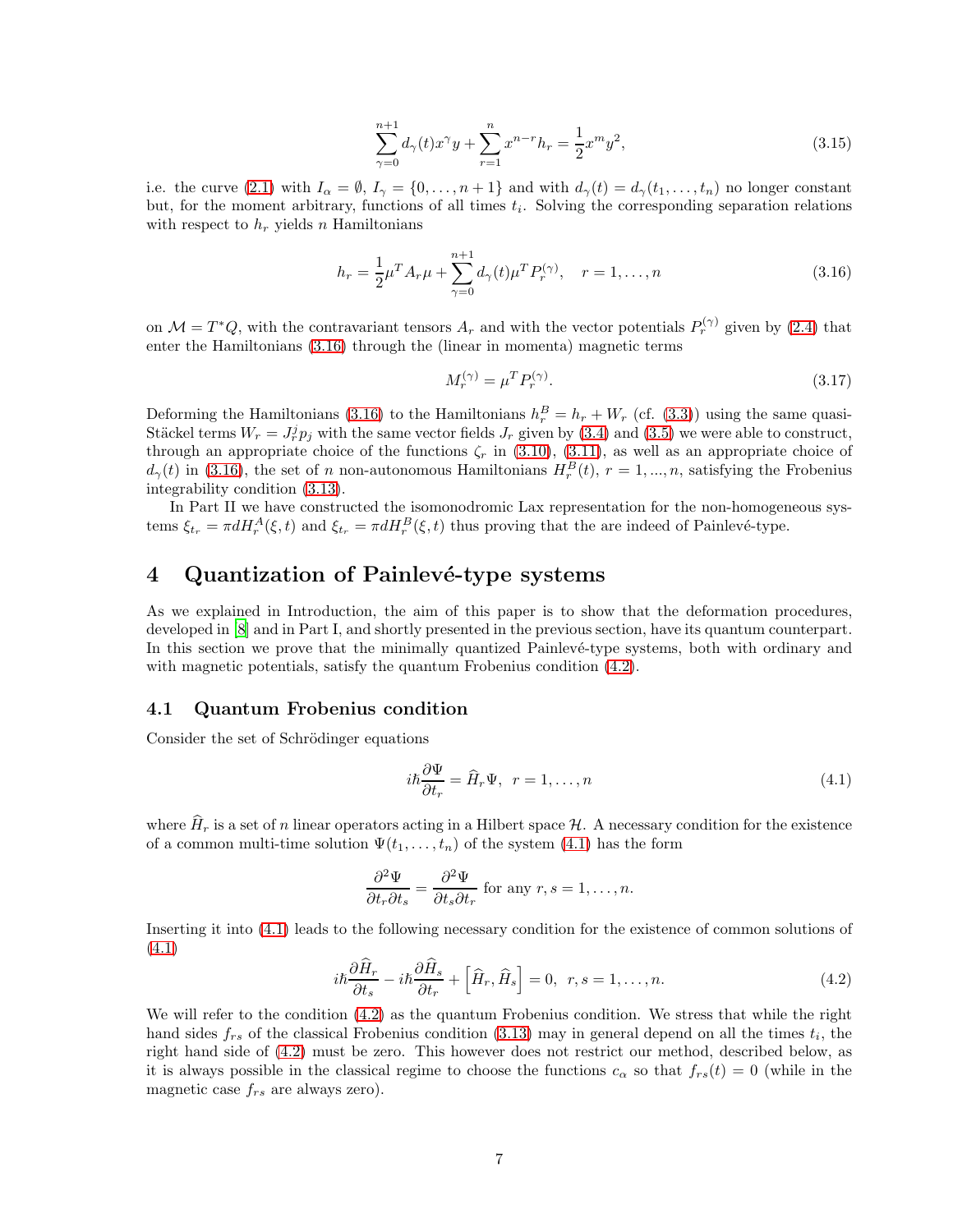$$
\sum_{\gamma=0}^{n+1} d_\gamma(t) x^\gamma y + \sum_{r=1}^{n} x^{n-r} h_r = \frac{1}{2} x^m y^2, \tag{3.15}
$$

i.e. the curve (2.1) with $I_\alpha = \emptyset$, $I_\gamma = \{0, \ldots, n+1\}$ and with $d_\gamma(t) = d_\gamma(t_1, \ldots, t_n)$ no longer constant but, for the moment arbitrary, functions of all times $t_i$. Solving the corresponding separation relations with respect to $h_r$ yields $n$ Hamiltonians

$$
h_r = \frac{1}{2}\mu^T A_r \mu + \sum_{\gamma=0}^{n+1} d_\gamma(t) \mu^T P_r^{(\gamma)}, \quad r = 1, \ldots, n \tag{3.16}
$$

on $\mathcal{M} = T^*Q$, with the contravariant tensors $A_r$ and with the vector potentials $P_r^{(\gamma)}$ given by (2.4) that enter the Hamiltonians (3.16) through the (linear in momenta) magnetic terms

$$
M_r^{(\gamma)} = \mu^T P_r^{(\gamma)}. \tag{3.17}
$$

Deforming the Hamiltonians (3.16) to the Hamiltonians $h_r^B = h_r + W_r$ (cf. (3.3)) using the same quasi-Stäckel terms $W_r = J_r^j p_j$ with the same vector fields $J_r$ given by (3.4) and (3.5) we were able to construct, through an appropriate choice of the functions $\zeta_r$ in (3.10), (3.11), as well as an appropriate choice of $d_\gamma(t)$ in (3.16), the set of $n$ non-autonomous Hamiltonians $H_r^B(t)$, $r = 1, ..., n$, satisfying the Frobenius integrability condition (3.13).

In Part II we have constructed the isomonodromic Lax representation for the non-homogeneous systems $\xi_{t_r} = \pi dH_r^A(\xi, t)$ and $\xi_{t_r} = \pi dH_r^B(\xi, t)$ thus proving that the are indeed of Painlevé-type.

# 4 Quantization of Painlevé-type systems

As we explained in Introduction, the aim of this paper is to show that the deformation procedures, developed in [8] and in Part I, and shortly presented in the previous section, have its quantum counterpart. In this section we prove that the minimally quantized Painlevé-type systems, both with ordinary and with magnetic potentials, satisfy the quantum Frobenius condition (4.2).

## 4.1 Quantum Frobenius condition

Consider the set of Schrödinger equations

$$
i\hbar \frac{\partial \Psi}{\partial t_r} = \widehat{H}_r \Psi, \ \ r = 1, \ldots, n \tag{4.1}
$$

where $\widehat{H}_r$ is a set of $n$ linear operators acting in a Hilbert space $\mathcal{H}$. A necessary condition for the existence of a common multi-time solution $\Psi(t_1, \ldots, t_n)$ of the system (4.1) has the form

$$
\frac{\partial^2 \Psi}{\partial t_r \partial t_s} = \frac{\partial^2 \Psi}{\partial t_s \partial t_r} \text{ for any } r, s = 1, \ldots, n.
$$

Inserting it into (4.1) leads to the following necessary condition for the existence of common solutions of (4.1)

$$
i\hbar \frac{\partial \widehat{H}_r}{\partial t_s} - i\hbar \frac{\partial \widehat{H}_s}{\partial t_r} + \left[\widehat{H}_r, \widehat{H}_s\right] = 0, \ \ r, s = 1, \ldots, n. \tag{4.2}
$$

We will refer to the condition (4.2) as the quantum Frobenius condition. We stress that while the right hand sides $f_{rs}$ of the classical Frobenius condition (3.13) may in general depend on all the times $t_i$, the right hand side of (4.2) must be zero. This however does not restrict our method, described below, as it is always possible in the classical regime to choose the functions $c_\alpha$ so that $f_{rs}(t) = 0$ (while in the magnetic case $f_{rs}$ are always zero).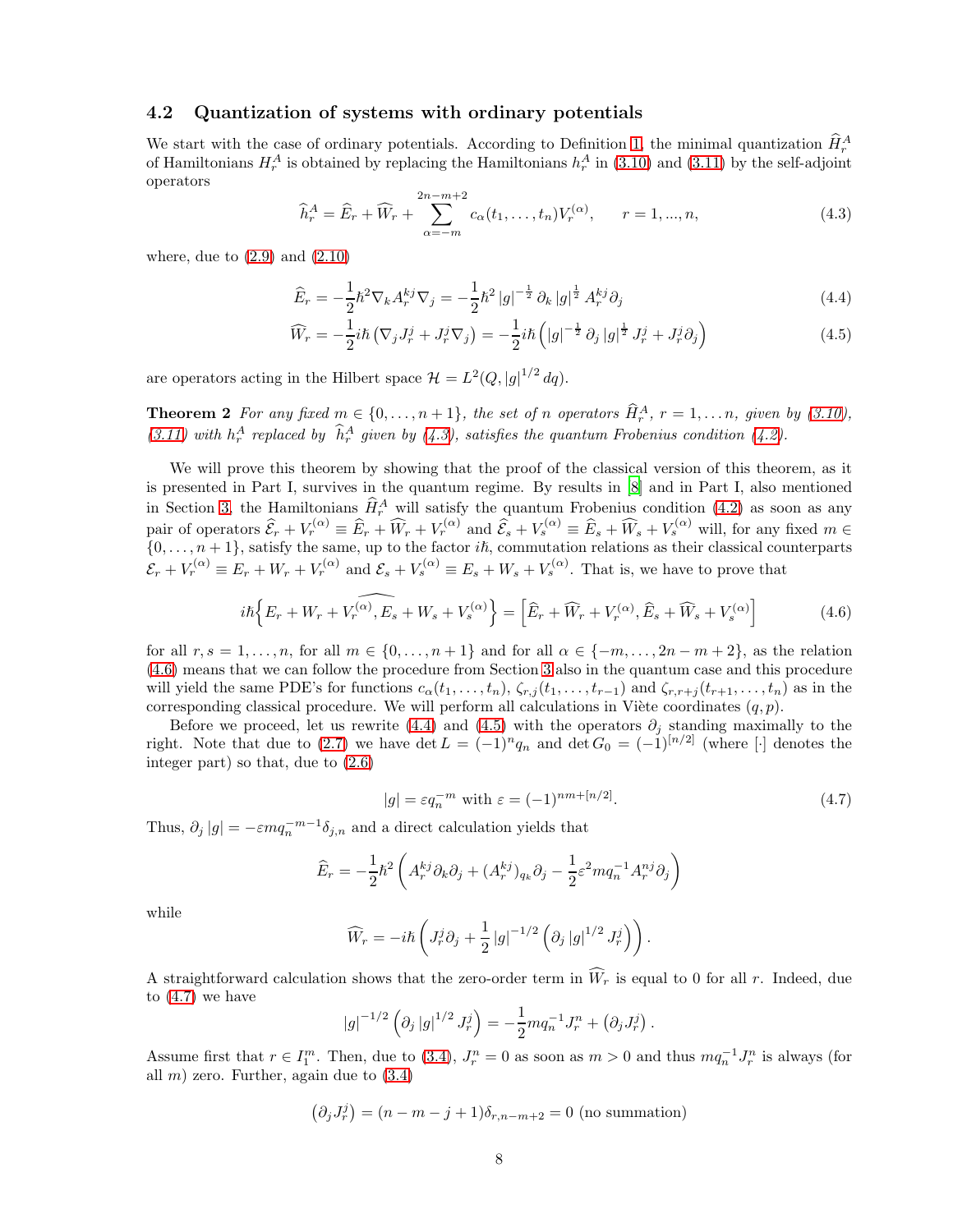### 4.2 Quantization of systems with ordinary potentials

We start with the case of ordinary potentials. According to Definition 1, the minimal quantization $\widehat{H}_r^A$ of Hamiltonians $H_r^A$ is obtained by replacing the Hamiltonians $h_r^A$ in (3.10) and (3.11) by the self-adjoint operators

$$\widehat{h}_r^A = \widehat{E}_r + \widehat{W}_r + \sum_{\alpha=-m}^{2n-m+2} c_\alpha(t_1, \ldots, t_n) V_r^{(\alpha)}, \qquad r = 1, ..., n, \tag{4.3}$$

where, due to (2.9) and (2.10)

$$\widehat{E}_r = -\frac{1}{2}\hbar^2 \nabla_k A_r^{kj} \nabla_j = -\frac{1}{2}\hbar^2 \left|g\right|^{-\frac{1}{2}} \partial_k \left|g\right|^{\frac{1}{2}} A_r^{kj} \partial_j \tag{4.4}$$

$$\widehat{W}_r = -\frac{1}{2} i\hbar \left(\nabla_j J_r^j + J_r^j \nabla_j\right) = -\frac{1}{2} i\hbar \left(\left|g\right|^{-\frac{1}{2}} \partial_j \left|g\right|^{\frac{1}{2}} J_r^j + J_r^j \partial_j\right) \tag{4.5}$$

are operators acting in the Hilbert space $\mathcal{H} = L^2(Q, \left|g\right|^{1/2} dq)$.

**Theorem 2** *For any fixed $m \in \{0, \ldots, n+1\}$, the set of $n$ operators $\widehat{H}_r^A$, $r = 1, \ldots n$, given by (3.10), (3.11) with $h_r^A$ replaced by $\widehat{h}_r^A$ given by (4.3), satisfies the quantum Frobenius condition (4.2).*

We will prove this theorem by showing that the proof of the classical version of this theorem, as it is presented in Part I, survives in the quantum regime. By results in [8] and in Part I, also mentioned in Section 3, the Hamiltonians $\widehat{H}_r^A$ will satisfy the quantum Frobenius condition (4.2) as soon as any pair of operators $\widehat{\mathcal{E}}_r + V_r^{(\alpha)} \equiv \widehat{E}_r + \widehat{W}_r + V_r^{(\alpha)}$ and $\widehat{\mathcal{E}}_s + V_s^{(\alpha)} \equiv \widehat{E}_s + \widehat{W}_s + V_s^{(\alpha)}$ will, for any fixed $m \in \{0, \ldots, n+1\}$, satisfy the same, up to the factor $i\hbar$, commutation relations as their classical counterparts $\mathcal{E}_r + V_r^{(\alpha)} \equiv E_r + W_r + V_r^{(\alpha)}$ and $\mathcal{E}_s + V_s^{(\alpha)} \equiv E_s + W_s + V_s^{(\alpha)}$. That is, we have to prove that

$$i\hbar \widehat{\left\{E_r + W_r + V_r^{(\alpha)}, E_s + W_s + V_s^{(\alpha)}\right\}} = \left[\widehat{E}_r + \widehat{W}_r + V_r^{(\alpha)}, \widehat{E}_s + \widehat{W}_s + V_s^{(\alpha)}\right] \tag{4.6}$$

for all $r, s = 1, \ldots, n$, for all $m \in \{0, \ldots, n+1\}$ and for all $\alpha \in \{-m, \ldots, 2n-m+2\}$, as the relation (4.6) means that we can follow the procedure from Section 3 also in the quantum case and this procedure will yield the same PDE's for functions $c_\alpha(t_1, \ldots, t_n)$, $\zeta_{r,j}(t_1, \ldots, t_{r-1})$ and $\zeta_{r,r+j}(t_{r+1}, \ldots, t_n)$ as in the corresponding classical procedure. We will perform all calculations in Viète coordinates $(q, p)$.

Before we proceed, let us rewrite (4.4) and (4.5) with the operators $\partial_j$ standing maximally to the right. Note that due to (2.7) we have $\det L = (-1)^n q_n$ and $\det G_0 = (-1)^{[n/2]}$ (where $[\cdot]$ denotes the integer part) so that, due to (2.6)

$$\left|g\right| = \varepsilon q_n^{-m} \text{ with } \varepsilon = (-1)^{nm+[n/2]}. \tag{4.7}$$

Thus, $\partial_j \left|g\right| = -\varepsilon m q_n^{-m-1} \delta_{j,n}$ and a direct calculation yields that

$$\widehat{E}_r = -\frac{1}{2}\hbar^2 \left(A_r^{kj} \partial_k \partial_j + (A_r^{kj})_{q_k} \partial_j - \frac{1}{2}\varepsilon^2 m q_n^{-1} A_r^{nj} \partial_j\right)$$

while

$$\widehat{W}_r = -i\hbar \left(J_r^j \partial_j + \frac{1}{2}\left|g\right|^{-1/2} \left(\partial_j \left|g\right|^{1/2} J_r^j\right)\right).$$

A straightforward calculation shows that the zero-order term in $\widehat{W}_r$ is equal to 0 for all $r$. Indeed, due to (4.7) we have

$$\left|g\right|^{-1/2} \left(\partial_j \left|g\right|^{1/2} J_r^j\right) = -\frac{1}{2} m q_n^{-1} J_r^n + \left(\partial_j J_r^j\right).$$

Assume first that $r \in I_1^m$. Then, due to (3.4), $J_r^n = 0$ as soon as $m > 0$ and thus $m q_n^{-1} J_r^n$ is always (for all $m$) zero. Further, again due to (3.4)

$$\left(\partial_j J_r^j\right) = (n - m - j + 1)\delta_{r,n-m+2} = 0 \text{ (no summation)}$$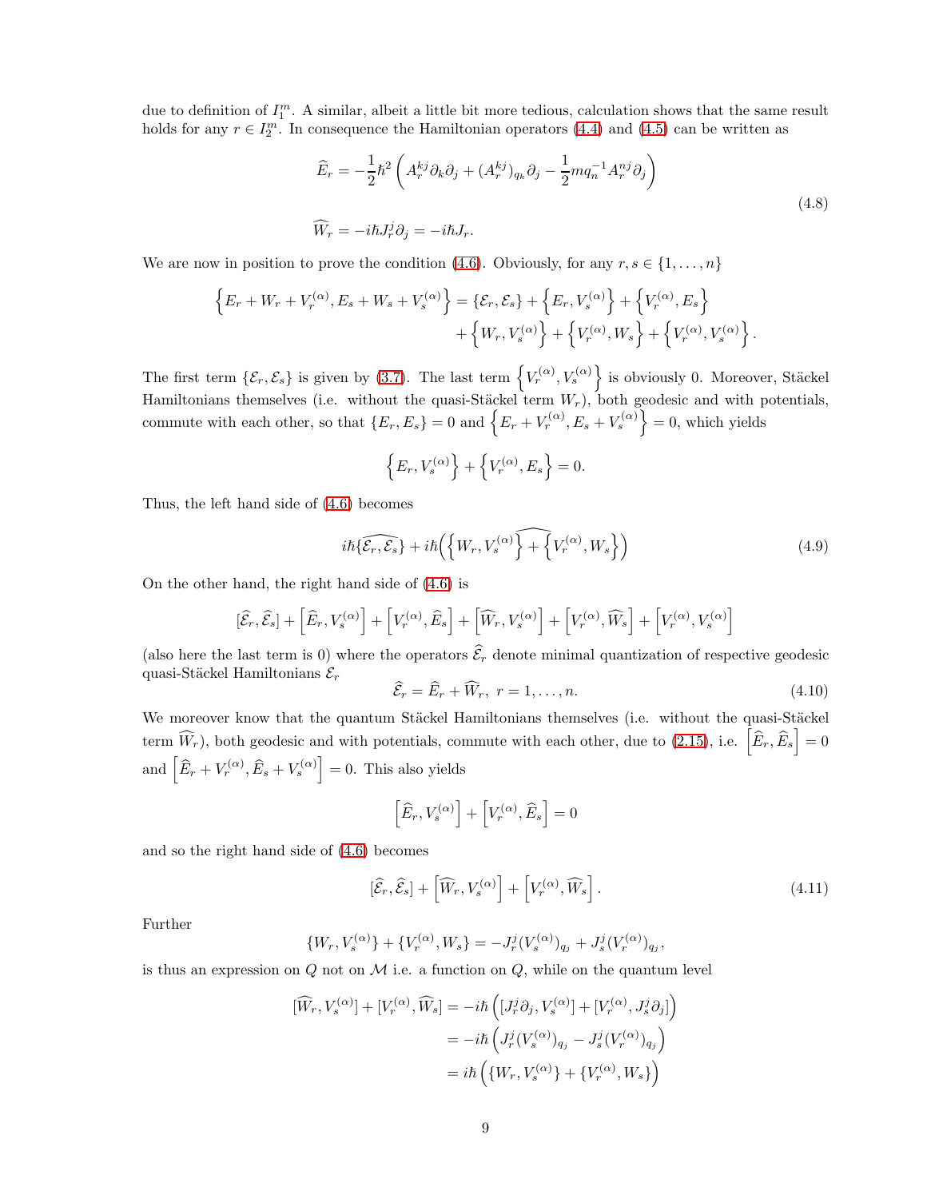due to definition of $I_1^m$. A similar, albeit a little bit more tedious, calculation shows that the same result holds for any $r \in I_2^m$. In consequence the Hamiltonian operators (4.4) and (4.5) can be written as

$$
\begin{aligned}
\widehat{E}_r &= -\frac{1}{2}\hbar^2\left(A_r^{kj}\partial_k\partial_j + (A_r^{kj})_{q_k}\partial_j - \frac{1}{2}mq_n^{-1}A_r^{nj}\partial_j\right) \\
\widehat{W}_r &= -i\hbar J_r^j\partial_j = -i\hbar J_r.
\end{aligned}
\tag{4.8}
$$

We are now in position to prove the condition (4.6). Obviously, for any $r, s \in \{1, \ldots, n\}$

$$
\begin{aligned}
\left\{E_r + W_r + V_r^{(\alpha)}, E_s + W_s + V_s^{(\alpha)}\right\} = \{\mathcal{E}_r, \mathcal{E}_s\} &+ \left\{E_r, V_s^{(\alpha)}\right\} + \left\{V_r^{(\alpha)}, E_s\right\} \\
&+ \left\{W_r, V_s^{(\alpha)}\right\} + \left\{V_r^{(\alpha)}, W_s\right\} + \left\{V_r^{(\alpha)}, V_s^{(\alpha)}\right\}.
\end{aligned}
$$

The first term $\{\mathcal{E}_r, \mathcal{E}_s\}$ is given by (3.7). The last term $\left\{V_r^{(\alpha)}, V_s^{(\alpha)}\right\}$ is obviously 0. Moreover, Stäckel Hamiltonians themselves (i.e. without the quasi-Stäckel term $W_r$), both geodesic and with potentials, commute with each other, so that $\{E_r, E_s\} = 0$ and $\left\{E_r + V_r^{(\alpha)}, E_s + V_s^{(\alpha)}\right\} = 0$, which yields

$$
\left\{E_r, V_s^{(\alpha)}\right\} + \left\{V_r^{(\alpha)}, E_s\right\} = 0.
$$

Thus, the left hand side of (4.6) becomes

$$
i\hbar\widehat{\{\mathcal{E}_r, \mathcal{E}_s\}} + i\hbar\widehat{\left(\left\{W_r, V_s^{(\alpha)}\right\} + \left\{V_r^{(\alpha)}, W_s\right\}\right)}
\tag{4.9}
$$

On the other hand, the right hand side of (4.6) is

$$
[\widehat{\mathcal{E}}_r, \widehat{\mathcal{E}}_s] + \left[\widehat{E}_r, V_s^{(\alpha)}\right] + \left[V_r^{(\alpha)}, \widehat{E}_s\right] + \left[\widehat{W}_r, V_s^{(\alpha)}\right] + \left[V_r^{(\alpha)}, \widehat{W}_s\right] + \left[V_r^{(\alpha)}, V_s^{(\alpha)}\right]
$$

(also here the last term is 0) where the operators $\widehat{\mathcal{E}}_r$ denote minimal quantization of respective geodesic quasi-Stäckel Hamiltonians $\mathcal{E}_r$

$$
\widehat{\mathcal{E}}_r = \widehat{E}_r + \widehat{W}_r, \ r = 1, \ldots, n.
\tag{4.10}
$$

We moreover know that the quantum Stäckel Hamiltonians themselves (i.e. without the quasi-Stäckel term $\widehat{W}_r$), both geodesic and with potentials, commute with each other, due to (2.15), i.e. $\left[\widehat{E}_r, \widehat{E}_s\right] = 0$ and $\left[\widehat{E}_r + V_r^{(\alpha)}, \widehat{E}_s + V_s^{(\alpha)}\right] = 0$. This also yields

$$
\left[\widehat{E}_r, V_s^{(\alpha)}\right] + \left[V_r^{(\alpha)}, \widehat{E}_s\right] = 0
$$

and so the right hand side of (4.6) becomes

$$
[\widehat{\mathcal{E}}_r, \widehat{\mathcal{E}}_s] + \left[\widehat{W}_r, V_s^{(\alpha)}\right] + \left[V_r^{(\alpha)}, \widehat{W}_s\right].
\tag{4.11}
$$

Further

$$
\{W_r, V_s^{(\alpha)}\} + \{V_r^{(\alpha)}, W_s\} = -J_r^j(V_s^{(\alpha)})_{q_j} + J_s^j(V_r^{(\alpha)})_{q_j},
$$

is thus an expression on $Q$ not on $\mathcal{M}$ i.e. a function on $Q$, while on the quantum level

$$
\begin{aligned}
[\widehat{W}_r, V_s^{(\alpha)}] + [V_r^{(\alpha)}, \widehat{W}_s] &= -i\hbar\left([J_r^j\partial_j, V_s^{(\alpha)}] + [V_r^{(\alpha)}, J_s^j\partial_j]\right) \\
&= -i\hbar\left(J_r^j(V_s^{(\alpha)})_{q_j} - J_s^j(V_r^{(\alpha)})_{q_j}\right) \\
&= i\hbar\left(\{W_r, V_s^{(\alpha)}\} + \{V_r^{(\alpha)}, W_s\}\right)
\end{aligned}
$$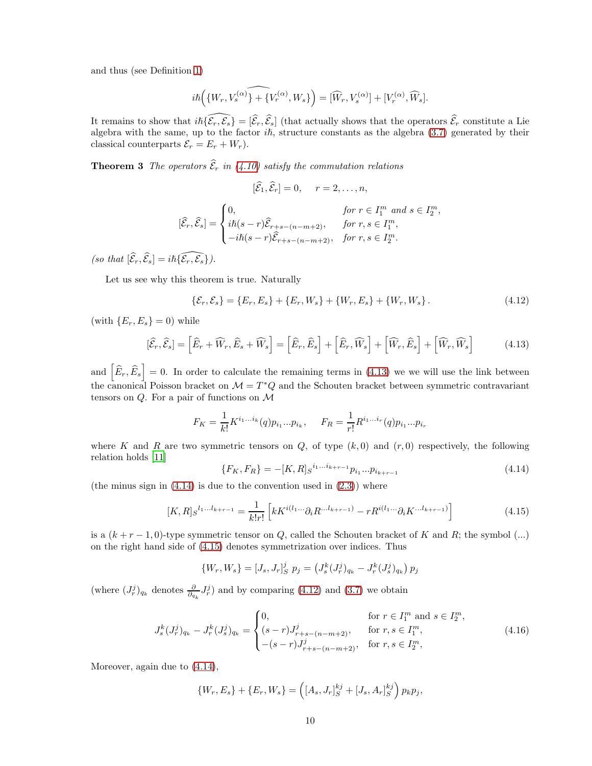and thus (see Definition 1)

$$i\hbar\Big(\widehat{\{W_r, V_s^{(\alpha)}\} + \{V_r^{(\alpha)}, W_s\}}\Big) = [\widehat{W}_r, V_s^{(\alpha)}] + [V_r^{(\alpha)}, \widehat{W}_s].$$

It remains to show that $i\hbar\widehat{\{\mathcal{E}_r, \mathcal{E}_s\}} = [\widehat{\mathcal{E}}_r, \widehat{\mathcal{E}}_s]$ (that actually shows that the operators $\widehat{\mathcal{E}}_r$ constitute a Lie algebra with the same, up to the factor $i\hbar$, structure constants as the algebra (3.7) generated by their classical counterparts $\mathcal{E}_r = E_r + W_r$).

**Theorem 3** *The operators $\widehat{\mathcal{E}}_r$ in (4.10) satisfy the commutation relations*

$$[\widehat{\mathcal{E}}_1, \widehat{\mathcal{E}}_r] = 0, \quad r = 2, \ldots, n,$$

$$[\widehat{\mathcal{E}}_r, \widehat{\mathcal{E}}_s] = \begin{cases} 0, & \text{for } r \in I_1^m \text{ and } s \in I_2^m, \\ i\hbar(s-r)\widehat{\mathcal{E}}_{r+s-(n-m+2)}, & \text{for } r, s \in I_1^m, \\ -i\hbar(s-r)\widehat{\mathcal{E}}_{r+s-(n-m+2)}, & \text{for } r, s \in I_2^m. \end{cases}$$

*(so that $[\widehat{\mathcal{E}}_r, \widehat{\mathcal{E}}_s] = i\hbar\widehat{\{\mathcal{E}_r, \mathcal{E}_s\}}$).*

Let us see why this theorem is true. Naturally

$$\{\mathcal{E}_r, \mathcal{E}_s\} = \{E_r, E_s\} + \{E_r, W_s\} + \{W_r, E_s\} + \{W_r, W_s\}. \tag{4.12}$$

(with $\{E_r, E_s\} = 0$) while

$$[\widehat{\mathcal{E}}_r, \widehat{\mathcal{E}}_s] = \Big[\widehat{E}_r + \widehat{W}_r, \widehat{E}_s + \widehat{W}_s\Big] = \Big[\widehat{E}_r, \widehat{E}_s\Big] + \Big[\widehat{E}_r, \widehat{W}_s\Big] + \Big[\widehat{W}_r, \widehat{E}_s\Big] + \Big[\widehat{W}_r, \widehat{W}_s\Big] \tag{4.13}$$

and $\Big[\widehat{E}_r, \widehat{E}_s\Big] = 0$. In order to calculate the remaining terms in (4.13) we we will use the link between the canonical Poisson bracket on $\mathcal{M} = T^*Q$ and the Schouten bracket between symmetric contravariant tensors on $Q$. For a pair of functions on $\mathcal{M}$

$$F_K = \frac{1}{k!}K^{i_1\ldots i_k}(q)p_{i_1}\ldots p_{i_k}, \qquad F_R = \frac{1}{r!}R^{i_1\ldots i_r}(q)p_{i_1}\ldots p_{i_r}$$

where $K$ and $R$ are two symmetric tensors on $Q$, of type $(k,0)$ and $(r,0)$ respectively, the following relation holds [11]

$$\{F_K, F_R\} = -[K, R]_S{}^{i_1\ldots i_{k+r-1}}p_{i_1}\ldots p_{i_{k+r-1}} \tag{4.14}$$

(the minus sign in (4.14) is due to the convention used in (2.3)) where

$$[K, R]_S{}^{l_1\ldots l_{k+r-1}} = \frac{1}{k!r!}\Big[kK^{i(l_1\cdots}\partial_i R^{\cdots l_{k+r-1})} - rR^{i(l_1\cdots}\partial_i K^{\cdots l_{k+r-1})}\Big] \tag{4.15}$$

is a $(k+r-1,0)$-type symmetric tensor on $Q$, called the Schouten bracket of $K$ and $R$; the symbol $(\ldots)$ on the right hand side of (4.15) denotes symmetrization over indices. Thus

$$\{W_r, W_s\} = [J_s, J_r]_S^j \, p_j = \left(J_s^k (J_r^j)_{q_k} - J_r^k (J_s^j)_{q_k}\right) p_j$$

(where $(J_r^j)_{q_k}$ denotes $\frac{\partial}{\partial_{q_k}}J_r^j$) and by comparing (4.12) and (3.7) we obtain

$$J_s^k (J_r^j)_{q_k} - J_r^k (J_s^j)_{q_k} = \begin{cases} 0, & \text{for } r \in I_1^m \text{ and } s \in I_2^m, \\ (s-r)J_{r+s-(n-m+2)}^j, & \text{for } r, s \in I_1^m, \\ -(s-r)J_{r+s-(n-m+2)}^j, & \text{for } r, s \in I_2^m, \end{cases} \tag{4.16}$$

Moreover, again due to (4.14),

$$\{W_r, E_s\} + \{E_r, W_s\} = \Big([A_s, J_r]_S^{kj} + [J_s, A_r]_S^{kj}\Big)\, p_k p_j,$$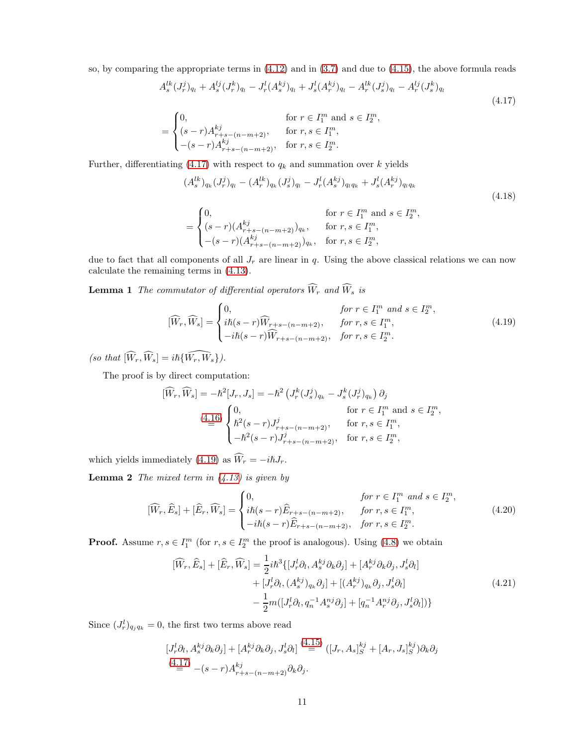so, by comparing the appropriate terms in (4.12) and in (3.7) and due to (4.15), the above formula reads

$$
\begin{aligned}
&A_s^{lk}(J_r^j)_{q_l} + A_s^{lj}(J_r^k)_{q_l} - J_r^l(A_s^{kj})_{q_l} + J_s^l(A_r^{kj})_{q_l} - A_r^{lk}(J_s^j)_{q_l} - A_r^{lj}(J_s^k)_{q_l} \\
&= \begin{cases} 0, & \text{for } r \in I_1^m \text{ and } s \in I_2^m, \\ (s-r)A_{r+s-(n-m+2)}^{kj}, & \text{for } r, s \in I_1^m, \\ -(s-r)A_{r+s-(n-m+2)}^{kj}, & \text{for } r, s \in I_2^m. \end{cases}
\end{aligned}
\tag{4.17}
$$

Further, differentiating (4.17) with respect to $q_k$ and summation over $k$ yields

$$
\begin{aligned}
&(A_s^{lk})_{q_k}(J_r^j)_{q_l} - (A_r^{lk})_{q_k}(J_s^j)_{q_l} - J_r^l(A_s^{kj})_{q_l q_k} + J_s^l(A_r^{kj})_{q_l q_k} \\
&= \begin{cases} 0, & \text{for } r \in I_1^m \text{ and } s \in I_2^m, \\ (s-r)(A_{r+s-(n-m+2)}^{kj})_{q_k}, & \text{for } r, s \in I_1^m, \\ -(s-r)(A_{r+s-(n-m+2)}^{kj})_{q_k}, & \text{for } r, s \in I_2^m, \end{cases}
\end{aligned}
\tag{4.18}
$$

due to fact that all components of all $J_r$ are linear in $q$. Using the above classical relations we can now calculate the remaining terms in (4.13).

**Lemma 1** *The commutator of differential operators $\widehat{W}_r$ and $\widehat{W}_s$ is*

$$
[\widehat{W}_r, \widehat{W}_s] = \begin{cases} 0, & \textit{for } r \in I_1^m \textit{ and } s \in I_2^m, \\ i\hbar(s-r)\widehat{W}_{r+s-(n-m+2)}, & \textit{for } r, s \in I_1^m, \\ -i\hbar(s-r)\widehat{W}_{r+s-(n-m+2)}, & \textit{for } r, s \in I_2^m. \end{cases}
\tag{4.19}
$$

*(so that $[\widehat{W}_r, \widehat{W}_s] = i\hbar\widehat{\{W_r, W_s\}}$).*

The proof is by direct computation:

$$
\begin{aligned}
[\widehat{W}_r, \widehat{W}_s] &= -\hbar^2[J_r, J_s] = -\hbar^2\left(J_r^k(J_s^j)_{q_k} - J_s^k(J_r^j)_{q_k}\right)\partial_j \\
&\overset{(4.16)}{=} \begin{cases} 0, & \text{for } r \in I_1^m \text{ and } s \in I_2^m, \\ \hbar^2(s-r)J_{r+s-(n-m+2)}^j, & \text{for } r, s \in I_1^m, \\ -\hbar^2(s-r)J_{r+s-(n-m+2)}^j, & \text{for } r, s \in I_2^m, \end{cases}
\end{aligned}
$$

which yields immediately (4.19) as $\widehat{W}_r = -i\hbar J_r$.

**Lemma 2** *The mixed term in (4.13) is given by*

$$
[\widehat{W}_r, \widehat{E}_s] + [\widehat{E}_r, \widehat{W}_s] = \begin{cases} 0, & \textit{for } r \in I_1^m \textit{ and } s \in I_2^m, \\ i\hbar(s-r)\widehat{E}_{r+s-(n-m+2)}, & \textit{for } r, s \in I_1^m, \\ -i\hbar(s-r)\widehat{E}_{r+s-(n-m+2)}, & \textit{for } r, s \in I_2^m. \end{cases}
\tag{4.20}
$$

**Proof.** Assume $r, s \in I_1^m$ (for $r, s \in I_2^m$ the proof is analogous). Using (4.8) we obtain

$$
\begin{aligned}
[\widehat{W}_r, \widehat{E}_s] + [\widehat{E}_r, \widehat{W}_s] = \frac{1}{2}i\hbar^3\{&[J_r^l\partial_l, A_s^{kj}\partial_k\partial_j] + [A_r^{kj}\partial_k\partial_j, J_s^l\partial_l] \\
&+ [J_r^l\partial_l, (A_s^{kj})_{q_k}\partial_j] + [(A_r^{kj})_{q_k}\partial_j, J_s^l\partial_l] \\
&- \frac{1}{2}m([J_r^l\partial_l, q_n^{-1}A_s^{nj}\partial_j] + [q_n^{-1}A_r^{nj}\partial_j, J_s^l\partial_l])\}
\end{aligned}
\tag{4.21}
$$

Since $(J_r^l)_{q_j q_k} = 0$, the first two terms above read

$$
\begin{aligned}
[J_r^l\partial_l, A_s^{kj}\partial_k\partial_j] + [A_r^{kj}\partial_k\partial_j, J_s^l\partial_l] &\overset{(4.15)}{=} ([J_r, A_s]_S^{kj} + [A_r, J_s]_S^{kj})\partial_k\partial_j \\
&\overset{(4.17)}{=} -(s-r)A_{r+s-(n-m+2)}^{kj}\partial_k\partial_j.
\end{aligned}
$$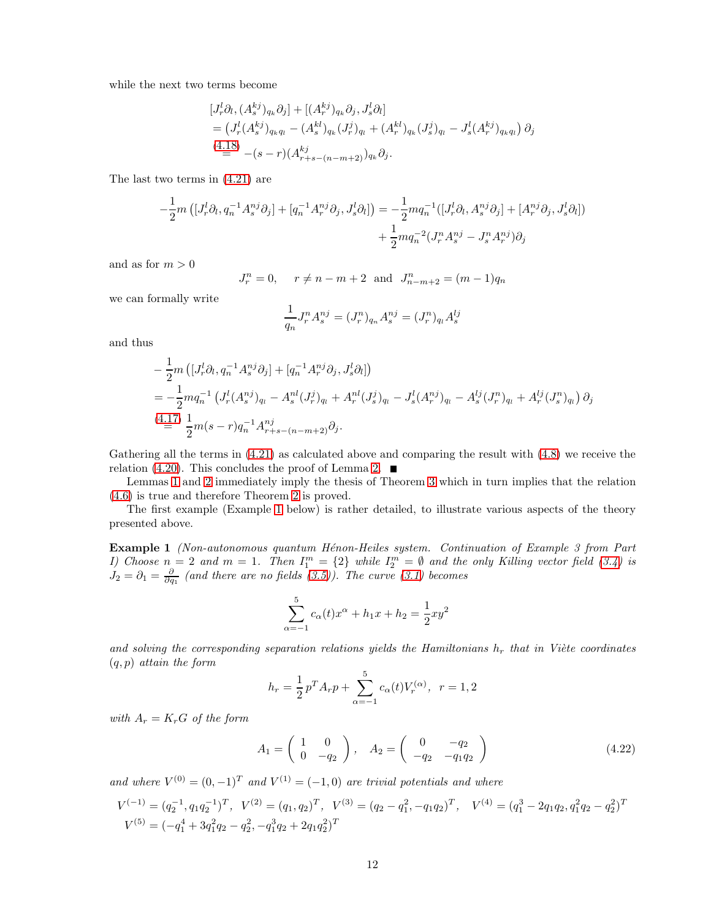while the next two terms become

$$
\begin{aligned}
&[J_r^l\partial_l, (A_s^{kj})_{q_k}\partial_j] + [(A_r^{kj})_{q_k}\partial_j, J_s^l\partial_l] \\
&= \left(J_r^l(A_s^{kj})_{q_k q_l} - (A_s^{kl})_{q_k}(J_r^j)_{q_l} + (A_r^{kl})_{q_k}(J_s^j)_{q_l} - J_s^l(A_r^{kj})_{q_k q_l}\right)\partial_j \\
&\overset{(4.18)}{=} -(s-r)(A_{r+s-(n-m+2)}^{kj})_{q_k}\partial_j.
\end{aligned}
$$

The last two terms in (4.21) are

$$
\begin{aligned}
-\frac{1}{2}m\left([J_r^l\partial_l, q_n^{-1}A_s^{nj}\partial_j] + [q_n^{-1}A_r^{nj}\partial_j, J_s^l\partial_l]\right) = &-\frac{1}{2}mq_n^{-1}([J_r^l\partial_l, A_s^{nj}\partial_j] + [A_r^{nj}\partial_j, J_s^l\partial_l]) \\
&+ \frac{1}{2}mq_n^{-2}(J_r^n A_s^{nj} - J_s^n A_r^{nj})\partial_j
\end{aligned}
$$

and as for $m > 0$

$$
J_r^n = 0, \quad r \neq n - m + 2 \ \text{ and } \ J_{n-m+2}^n = (m-1)q_n
$$

we can formally write

$$
\frac{1}{q_n}J_r^n A_s^{nj} = (J_r^n)_{q_n} A_s^{nj} = (J_r^n)_{q_l} A_s^{lj}
$$

and thus

$$
\begin{aligned}
&-\frac{1}{2}m\left([J_r^l\partial_l, q_n^{-1}A_s^{nj}\partial_j] + [q_n^{-1}A_r^{nj}\partial_j, J_s^l\partial_l]\right) \\
&= -\frac{1}{2}mq_n^{-1}\left(J_r^l(A_s^{nj})_{q_l} - A_s^{nl}(J_r^j)_{q_l} + A_r^{nl}(J_s^j)_{q_l} - J_s^l(A_r^{nj})_{q_l} - A_s^{lj}(J_r^n)_{q_l} + A_r^{lj}(J_s^n)_{q_l}\right)\partial_j \\
&\overset{(4.17)}{=} \frac{1}{2}m(s-r)q_n^{-1}A_{r+s-(n-m+2)}^{nj}\partial_j.
\end{aligned}
$$

Gathering all the terms in (4.21) as calculated above and comparing the result with (4.8) we receive the relation (4.20). This concludes the proof of Lemma 2. ∎

Lemmas 1 and 2 immediately imply the thesis of Theorem 3 which in turn implies that the relation (4.6) is true and therefore Theorem 2 is proved.

The first example (Example 1 below) is rather detailed, to illustrate various aspects of the theory presented above.

**Example 1** *(Non-autonomous quantum Hénon-Heiles system. Continuation of Example 3 from Part I) Choose $n = 2$ and $m = 1$. Then $I_1^m = \{2\}$ while $I_2^m = \emptyset$ and the only Killing vector field (3.4) is $J_2 = \partial_1 = \frac{\partial}{\partial q_1}$ (and there are no fields (3.5)). The curve (3.1) becomes*

$$
\sum_{\alpha=-1}^{5} c_\alpha(t)x^\alpha + h_1 x + h_2 = \frac{1}{2}xy^2
$$

*and solving the corresponding separation relations yields the Hamiltonians $h_r$ that in Viète coordinates $(q,p)$ attain the form*

$$
h_r = \frac{1}{2}p^T A_r p + \sum_{\alpha=-1}^{5} c_\alpha(t)V_r^{(\alpha)}, \ \ r = 1, 2
$$

*with $A_r = K_r G$ of the form*

$$
A_1 = \begin{pmatrix} 1 & 0 \\ 0 & -q_2 \end{pmatrix}, \quad A_2 = \begin{pmatrix} 0 & -q_2 \\ -q_2 & -q_1 q_2 \end{pmatrix} \tag{4.22}
$$

*and where $V^{(0)} = (0, -1)^T$ and $V^{(1)} = (-1, 0)$ are trivial potentials and where*

$$
\begin{aligned}
&V^{(-1)} = (q_2^{-1}, q_1 q_2^{-1})^T, \ \ V^{(2)} = (q_1, q_2)^T, \ \ V^{(3)} = (q_2 - q_1^2, -q_1 q_2)^T, \quad V^{(4)} = (q_1^3 - 2q_1 q_2, q_1^2 q_2 - q_2^2)^T \\
&V^{(5)} = (-q_1^4 + 3q_1^2 q_2 - q_2^2, -q_1^3 q_2 + 2q_1 q_2^2)^T
\end{aligned}
$$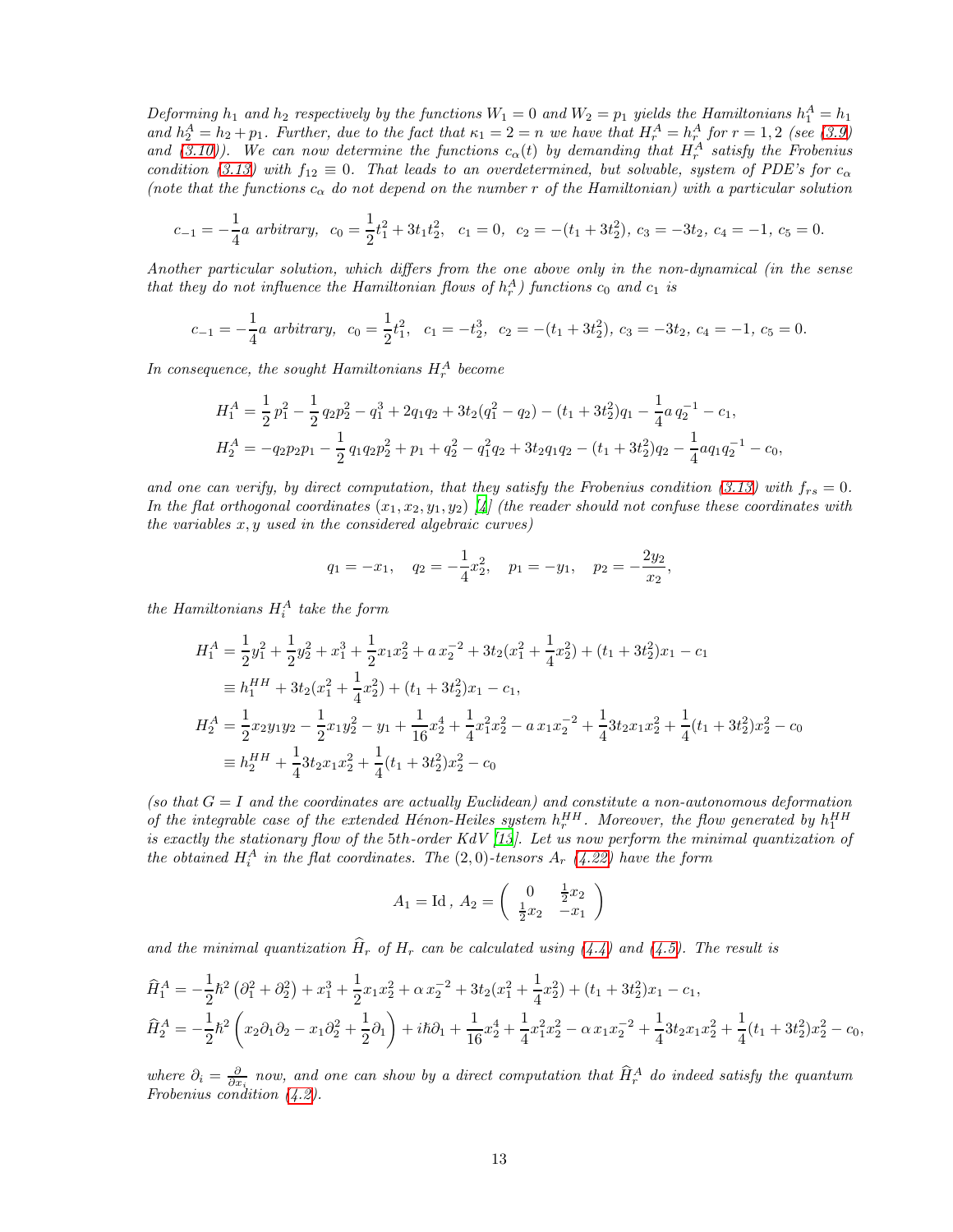*Deforming $h_1$ and $h_2$ respectively by the functions $W_1 = 0$ and $W_2 = p_1$ yields the Hamiltonians $h_1^A = h_1$ and $h_2^A = h_2 + p_1$. Further, due to the fact that $\kappa_1 = 2 = n$ we have that $H_r^A = h_r^A$ for $r = 1, 2$ (see (3.9) and (3.10)). We can now determine the functions $c_\alpha(t)$ by demanding that $H_r^A$ satisfy the Frobenius condition (3.13) with $f_{12} \equiv 0$. That leads to an overdetermined, but solvable, system of PDE's for $c_\alpha$ (note that the functions $c_\alpha$ do not depend on the number $r$ of the Hamiltonian) with a particular solution*

$$c_{-1} = -\frac{1}{4}a \text{ arbitrary}, \;\; c_0 = \frac{1}{2}t_1^2 + 3t_1t_2^2, \;\; c_1 = 0, \;\; c_2 = -(t_1 + 3t_2^2), \; c_3 = -3t_2, \; c_4 = -1, \; c_5 = 0.$$

*Another particular solution, which differs from the one above only in the non-dynamical (in the sense that they do not influence the Hamiltonian flows of $h_r^A$) functions $c_0$ and $c_1$ is*

$$c_{-1} = -\frac{1}{4}a \text{ arbitrary}, \;\; c_0 = \frac{1}{2}t_1^2, \;\; c_1 = -t_2^3, \;\; c_2 = -(t_1 + 3t_2^2), \; c_3 = -3t_2, \; c_4 = -1, \; c_5 = 0.$$

*In consequence, the sought Hamiltonians $H_r^A$ become*

$$\begin{aligned}
H_1^A &= \frac{1}{2}\,p_1^2 - \frac{1}{2}\,q_2p_2^2 - q_1^3 + 2q_1q_2 + 3t_2(q_1^2 - q_2) - (t_1 + 3t_2^2)q_1 - \frac{1}{4}a\,q_2^{-1} - c_1, \\
H_2^A &= -q_2p_2p_1 - \frac{1}{2}\,q_1q_2p_2^2 + p_1 + q_2^2 - q_1^2q_2 + 3t_2q_1q_2 - (t_1 + 3t_2^2)q_2 - \frac{1}{4}aq_1q_2^{-1} - c_0,
\end{aligned}$$

*and one can verify, by direct computation, that they satisfy the Frobenius condition (3.13) with $f_{rs} = 0$. In the flat orthogonal coordinates $(x_1, x_2, y_1, y_2)$ [4] (the reader should not confuse these coordinates with the variables $x, y$ used in the considered algebraic curves)*

$$q_1 = -x_1, \quad q_2 = -\frac{1}{4}x_2^2, \quad p_1 = -y_1, \quad p_2 = -\frac{2y_2}{x_2},$$

*the Hamiltonians $H_i^A$ take the form*

$$\begin{aligned}
H_1^A &= \frac{1}{2}y_1^2 + \frac{1}{2}y_2^2 + x_1^3 + \frac{1}{2}x_1x_2^2 + a\,x_2^{-2} + 3t_2(x_1^2 + \frac{1}{4}x_2^2) + (t_1 + 3t_2^2)x_1 - c_1 \\
&\equiv h_1^{HH} + 3t_2(x_1^2 + \frac{1}{4}x_2^2) + (t_1 + 3t_2^2)x_1 - c_1, \\
H_2^A &= \frac{1}{2}x_2y_1y_2 - \frac{1}{2}x_1y_2^2 - y_1 + \frac{1}{16}x_2^4 + \frac{1}{4}x_1^2x_2^2 - a\,x_1x_2^{-2} + \frac{1}{4}3t_2x_1x_2^2 + \frac{1}{4}(t_1 + 3t_2^2)x_2^2 - c_0 \\
&\equiv h_2^{HH} + \frac{1}{4}3t_2x_1x_2^2 + \frac{1}{4}(t_1 + 3t_2^2)x_2^2 - c_0
\end{aligned}$$

*(so that $G = I$ and the coordinates are actually Euclidean) and constitute a non-autonomous deformation of the integrable case of the extended Hénon-Heiles system $h_r^{HH}$. Moreover, the flow generated by $h_1^{HH}$ is exactly the stationary flow of the 5th-order KdV [15]. Let us now perform the minimal quantization of the obtained $H_i^A$ in the flat coordinates. The $(2,0)$-tensors $A_r$ (4.22) have the form*

$$A_1 = \mathrm{Id}\,, \; A_2 = \begin{pmatrix} 0 & \frac{1}{2}x_2 \\ \frac{1}{2}x_2 & -x_1 \end{pmatrix}$$

*and the minimal quantization $\widehat{H}_r$ of $H_r$ can be calculated using (4.4) and (4.5). The result is*

$$\begin{aligned}
\widehat{H}_1^A &= -\frac{1}{2}\hbar^2\left(\partial_1^2 + \partial_2^2\right) + x_1^3 + \frac{1}{2}x_1x_2^2 + \alpha\,x_2^{-2} + 3t_2(x_1^2 + \frac{1}{4}x_2^2) + (t_1 + 3t_2^2)x_1 - c_1, \\
\widehat{H}_2^A &= -\frac{1}{2}\hbar^2\left(x_2\partial_1\partial_2 - x_1\partial_2^2 + \frac{1}{2}\partial_1\right) + i\hbar\partial_1 + \frac{1}{16}x_2^4 + \frac{1}{4}x_1^2x_2^2 - \alpha\,x_1x_2^{-2} + \frac{1}{4}3t_2x_1x_2^2 + \frac{1}{4}(t_1 + 3t_2^2)x_2^2 - c_0,
\end{aligned}$$

*where $\partial_i = \frac{\partial}{\partial x_i}$ now, and one can show by a direct computation that $\widehat{H}_r^A$ do indeed satisfy the quantum Frobenius condition (4.2).*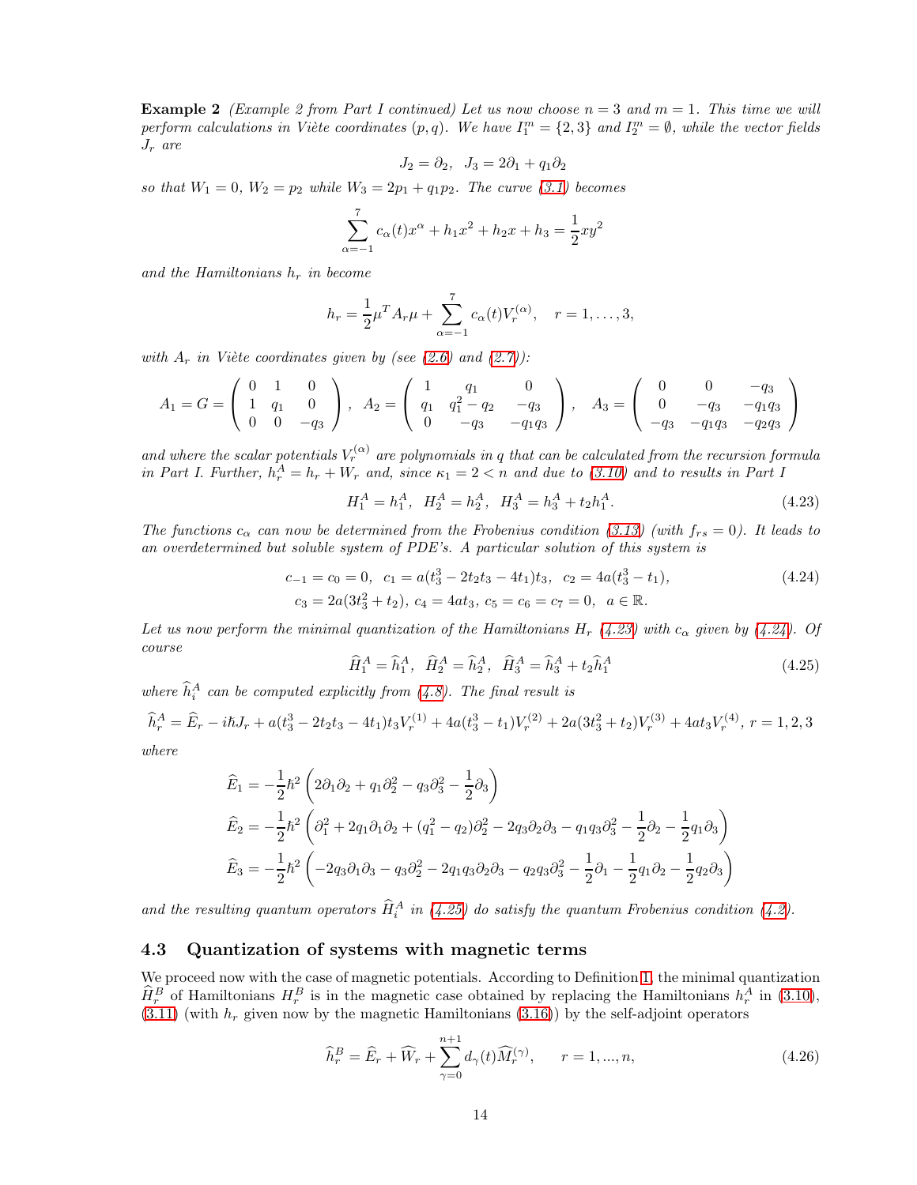**Example 2** *(Example 2 from Part I continued) Let us now choose $n = 3$ and $m = 1$. This time we will perform calculations in Viète coordinates $(p, q)$. We have $I_1^m = \{2, 3\}$ and $I_2^m = \emptyset$, while the vector fields $J_r$ are*

$$J_2 = \partial_2, \;\; J_3 = 2\partial_1 + q_1\partial_2$$

*so that $W_1 = 0$, $W_2 = p_2$ while $W_3 = 2p_1 + q_1p_2$. The curve (3.1) becomes*

$$\sum_{\alpha=-1}^{7} c_\alpha(t)x^\alpha + h_1x^2 + h_2x + h_3 = \frac{1}{2}xy^2$$

*and the Hamiltonians $h_r$ in become*

$$h_r = \frac{1}{2}\mu^T A_r \mu + \sum_{\alpha=-1}^{7} c_\alpha(t)V_r^{(\alpha)}, \quad r = 1, \ldots, 3,$$

*with $A_r$ in Viète coordinates given by (see (2.6) and (2.7)):*

$$A_1 = G = \begin{pmatrix} 0 & 1 & 0 \\ 1 & q_1 & 0 \\ 0 & 0 & -q_3 \end{pmatrix}, \;\; A_2 = \begin{pmatrix} 1 & q_1 & 0 \\ q_1 & q_1^2 - q_2 & -q_3 \\ 0 & -q_3 & -q_1q_3 \end{pmatrix}, \;\; A_3 = \begin{pmatrix} 0 & 0 & -q_3 \\ 0 & -q_3 & -q_1q_3 \\ -q_3 & -q_1q_3 & -q_2q_3 \end{pmatrix}$$

*and where the scalar potentials $V_r^{(\alpha)}$ are polynomials in $q$ that can be calculated from the recursion formula in Part I. Further, $h_r^A = h_r + W_r$ and, since $\kappa_1 = 2 < n$ and due to (3.10) and to results in Part I*

$$H_1^A = h_1^A, \;\; H_2^A = h_2^A, \;\; H_3^A = h_3^A + t_2h_1^A. \tag{4.23}$$

*The functions $c_\alpha$ can now be determined from the Frobenius condition (3.13) (with $f_{rs} = 0$). It leads to an overdetermined but soluble system of PDE's. A particular solution of this system is*

$$\begin{gathered} c_{-1} = c_0 = 0, \;\; c_1 = a(t_3^3 - 2t_2t_3 - 4t_1)t_3, \;\; c_2 = 4a(t_3^3 - t_1), \\ c_3 = 2a(3t_3^2 + t_2), \; c_4 = 4at_3, \; c_5 = c_6 = c_7 = 0, \;\; a \in \mathbb{R}. \end{gathered} \tag{4.24}$$

*Let us now perform the minimal quantization of the Hamiltonians $H_r$ (4.23) with $c_\alpha$ given by (4.24). Of course*

$$\widehat{H}_1^A = \widehat{h}_1^A, \;\; \widehat{H}_2^A = \widehat{h}_2^A, \;\; \widehat{H}_3^A = \widehat{h}_3^A + t_2\widehat{h}_1^A \tag{4.25}$$

*where $\widehat{h}_i^A$ can be computed explicitly from (4.8). The final result is*

$$\widehat{h}_r^A = \widehat{E}_r - i\hbar J_r + a(t_3^3 - 2t_2t_3 - 4t_1)t_3V_r^{(1)} + 4a(t_3^3 - t_1)V_r^{(2)} + 2a(3t_3^2 + t_2)V_r^{(3)} + 4at_3V_r^{(4)}, \; r = 1, 2, 3$$

*where*

$$\widehat{E}_1 = -\frac{1}{2}\hbar^2\left(2\partial_1\partial_2 + q_1\partial_2^2 - q_3\partial_3^2 - \frac{1}{2}\partial_3\right)$$

$$\widehat{E}_2 = -\frac{1}{2}\hbar^2\left(\partial_1^2 + 2q_1\partial_1\partial_2 + (q_1^2 - q_2)\partial_2^2 - 2q_3\partial_2\partial_3 - q_1q_3\partial_3^2 - \frac{1}{2}\partial_2 - \frac{1}{2}q_1\partial_3\right)$$

$$\widehat{E}_3 = -\frac{1}{2}\hbar^2\left(-2q_3\partial_1\partial_3 - q_3\partial_2^2 - 2q_1q_3\partial_2\partial_3 - q_2q_3\partial_3^2 - \frac{1}{2}\partial_1 - \frac{1}{2}q_1\partial_2 - \frac{1}{2}q_2\partial_3\right)$$

*and the resulting quantum operators $\widehat{H}_i^A$ in (4.25) do satisfy the quantum Frobenius condition (4.2).*

### 4.3 Quantization of systems with magnetic terms

We proceed now with the case of magnetic potentials. According to Definition 1, the minimal quantization $\widehat{H}_r^B$ of Hamiltonians $H_r^B$ is in the magnetic case obtained by replacing the Hamiltonians $h_r^A$ in (3.10), (3.11) (with $h_r$ given now by the magnetic Hamiltonians (3.16)) by the self-adjoint operators

$$\widehat{h}_r^B = \widehat{E}_r + \widehat{W}_r + \sum_{\gamma=0}^{n+1} d_\gamma(t)\widehat{M}_r^{(\gamma)}, \qquad r = 1, ..., n, \tag{4.26}$$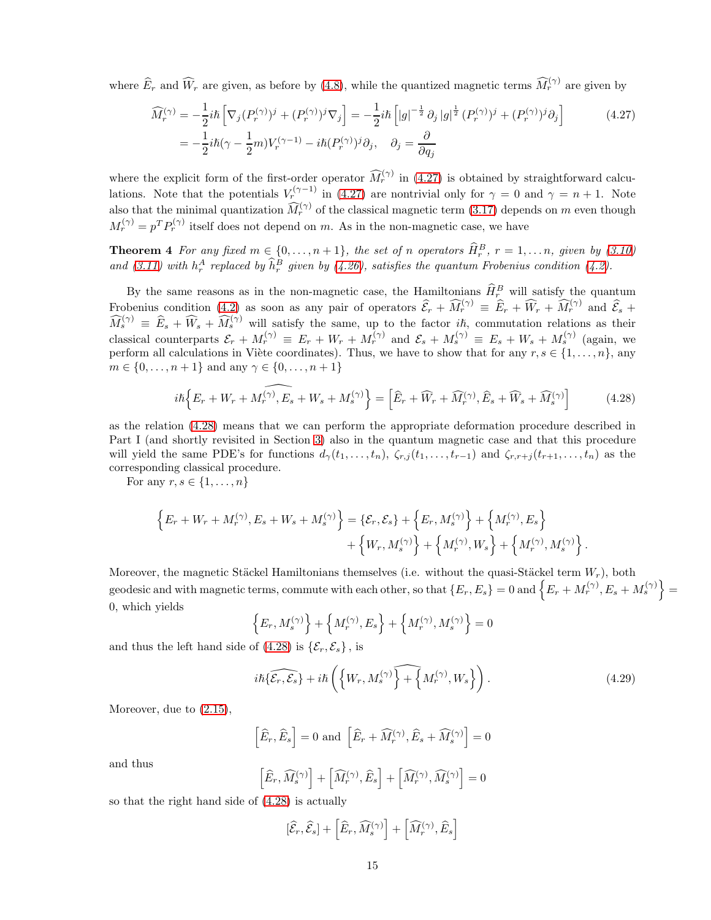where $\widehat{E}_r$ and $\widehat{W}_r$ are given, as before by (4.8), while the quantized magnetic terms $\widehat{M}_r^{(\gamma)}$ are given by

$$\begin{aligned}\widehat{M}_r^{(\gamma)} &= -\frac{1}{2}i\hbar\left[\nabla_j(P_r^{(\gamma)})^j + (P_r^{(\gamma)})^j\nabla_j\right] = -\frac{1}{2}i\hbar\left[|g|^{-\frac{1}{2}}\partial_j\,|g|^{\frac{1}{2}}\,(P_r^{(\gamma)})^j + (P_r^{(\gamma)})^j\partial_j\right] \\ &= -\frac{1}{2}i\hbar(\gamma-\frac{1}{2}m)V_r^{(\gamma-1)} - i\hbar(P_r^{(\gamma)})^j\partial_j, \quad \partial_j = \frac{\partial}{\partial q_j}\end{aligned} \tag{4.27}$$

where the explicit form of the first-order operator $\widehat{M}_r^{(\gamma)}$ in (4.27) is obtained by straightforward calculations. Note that the potentials $V_r^{(\gamma-1)}$ in (4.27) are nontrivial only for $\gamma = 0$ and $\gamma = n+1$. Note also that the minimal quantization $\widehat{M}_r^{(\gamma)}$ of the classical magnetic term (3.17) depends on $m$ even though $M_r^{(\gamma)} = p^T P_r^{(\gamma)}$ itself does not depend on $m$. As in the non-magnetic case, we have

**Theorem 4** *For any fixed $m \in \{0, \ldots, n+1\}$, the set of $n$ operators $\widehat{H}_r^B$, $r = 1, \ldots n$, given by (3.10) and (3.11) with $h_r^A$ replaced by $\widehat{h}_r^B$ given by (4.26), satisfies the quantum Frobenius condition (4.2).*

By the same reasons as in the non-magnetic case, the Hamiltonians $\widehat{H}_r^B$ will satisfy the quantum Frobenius condition (4.2) as soon as any pair of operators $\widehat{\mathcal{E}}_r + \widehat{M}_r^{(\gamma)} \equiv \widehat{E}_r + \widehat{W}_r + \widehat{M}_r^{(\gamma)}$ and $\widehat{\mathcal{E}}_s + \widehat{M}_s^{(\gamma)} \equiv \widehat{E}_s + \widehat{W}_s + \widehat{M}_s^{(\gamma)}$ will satisfy the same, up to the factor $i\hbar$, commutation relations as their classical counterparts $\mathcal{E}_r + M_r^{(\gamma)} \equiv E_r + W_r + M_r^{(\gamma)}$ and $\mathcal{E}_s + M_s^{(\gamma)} \equiv E_s + W_s + M_s^{(\gamma)}$ (again, we perform all calculations in Viète coordinates). Thus, we have to show that for any $r, s \in \{1, \ldots, n\}$, any $m \in \{0, \ldots, n+1\}$ and any $\gamma \in \{0, \ldots, n+1\}$

$$i\hbar\widehat{\left\{E_r + W_r + M_r^{(\gamma)}, E_s + W_s + M_s^{(\gamma)}\right\}} = \left[\widehat{E}_r + \widehat{W}_r + \widehat{M}_r^{(\gamma)}, \widehat{E}_s + \widehat{W}_s + \widehat{M}_s^{(\gamma)}\right] \tag{4.28}$$

as the relation (4.28) means that we can perform the appropriate deformation procedure described in Part I (and shortly revisited in Section 3) also in the quantum magnetic case and that this procedure will yield the same PDE's for functions $d_\gamma(t_1, \ldots, t_n)$, $\zeta_{r,j}(t_1, \ldots, t_{r-1})$ and $\zeta_{r,r+j}(t_{r+1}, \ldots, t_n)$ as the corresponding classical procedure.

For any $r, s \in \{1, \ldots, n\}$

$$\begin{aligned}\left\{E_r + W_r + M_r^{(\gamma)}, E_s + W_s + M_s^{(\gamma)}\right\} &= \{\mathcal{E}_r, \mathcal{E}_s\} + \left\{E_r, M_s^{(\gamma)}\right\} + \left\{M_r^{(\gamma)}, E_s\right\} \\ &\quad + \left\{W_r, M_s^{(\gamma)}\right\} + \left\{M_r^{(\gamma)}, W_s\right\} + \left\{M_r^{(\gamma)}, M_s^{(\gamma)}\right\}.\end{aligned}$$

Moreover, the magnetic Stäckel Hamiltonians themselves (i.e. without the quasi-Stäckel term $W_r$), both geodesic and with magnetic terms, commute with each other, so that $\{E_r, E_s\} = 0$ and $\left\{E_r + M_r^{(\gamma)}, E_s + M_s^{(\gamma)}\right\} = 0$, which yields

$$\left\{E_r, M_s^{(\gamma)}\right\} + \left\{M_r^{(\gamma)}, E_s\right\} + \left\{M_r^{(\gamma)}, M_s^{(\gamma)}\right\} = 0$$

and thus the left hand side of (4.28) is $\{\mathcal{E}_r, \mathcal{E}_s\}$, is

$$i\hbar\widehat{\{\mathcal{E}_r, \mathcal{E}_s\}} + i\hbar\left(\widehat{\left\{W_r, M_s^{(\gamma)}\right\} + \left\{M_r^{(\gamma)}, W_s\right\}}\right). \tag{4.29}$$

Moreover, due to (2.15),

$$\left[\widehat{E}_r, \widehat{E}_s\right] = 0 \text{ and } \left[\widehat{E}_r + \widehat{M}_r^{(\gamma)}, \widehat{E}_s + \widehat{M}_s^{(\gamma)}\right] = 0$$

and thus

$$\left[\widehat{E}_r, \widehat{M}_s^{(\gamma)}\right] + \left[\widehat{M}_r^{(\gamma)}, \widehat{E}_s\right] + \left[\widehat{M}_r^{(\gamma)}, \widehat{M}_s^{(\gamma)}\right] = 0$$

so that the right hand side of (4.28) is actually

$$[\widehat{\mathcal{E}}_r, \widehat{\mathcal{E}}_s] + \left[\widehat{E}_r, \widehat{M}_s^{(\gamma)}\right] + \left[\widehat{M}_r^{(\gamma)}, \widehat{E}_s\right]$$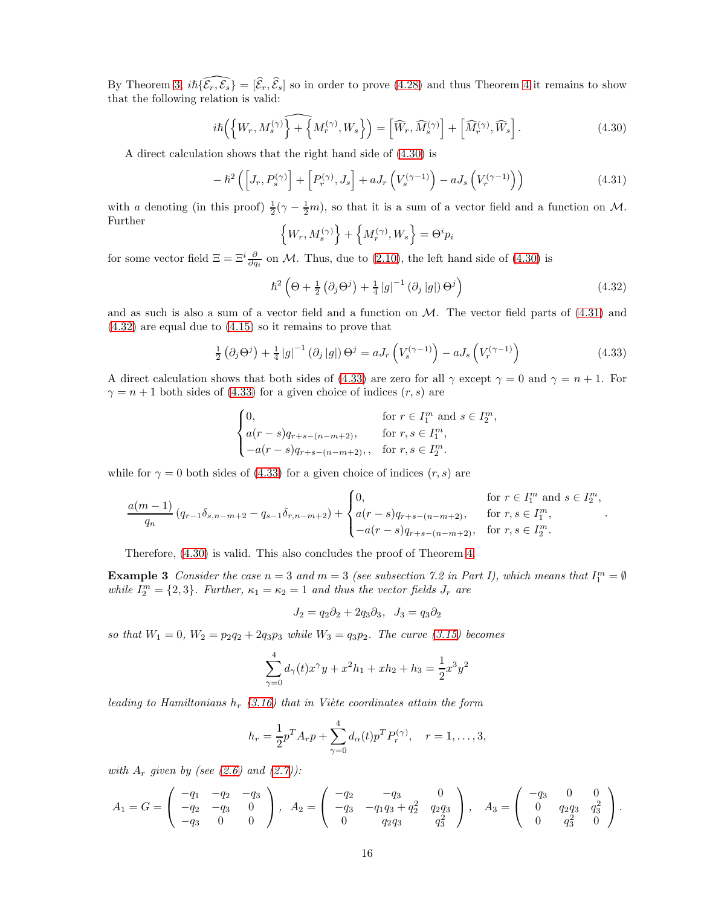By Theorem 3, $i\hbar\widehat{\{\mathcal{E}_r,\mathcal{E}_s\}} = [\widehat{\mathcal{E}}_r,\widehat{\mathcal{E}}_s]$ so in order to prove (4.28) and thus Theorem 4 it remains to show that the following relation is valid:

$$
i\hbar\left(\widehat{\left\{W_r, M_s^{(\gamma)}\right\} + \left\{M_r^{(\gamma)}, W_s\right\}}\right) = \left[\widehat{W}_r, \widehat{M}_s^{(\gamma)}\right] + \left[\widehat{M}_r^{(\gamma)}, \widehat{W}_s\right]. \tag{4.30}
$$

A direct calculation shows that the right hand side of (4.30) is

$$
-\hbar^2\left(\left[J_r, P_s^{(\gamma)}\right] + \left[P_r^{(\gamma)}, J_s\right] + aJ_r\left(V_s^{(\gamma-1)}\right) - aJ_s\left(V_r^{(\gamma-1)}\right)\right) \tag{4.31}
$$

with $a$ denoting (in this proof) $\frac{1}{2}(\gamma - \frac{1}{2}m)$, so that it is a sum of a vector field and a function on $\mathcal{M}$. Further

$$
\left\{W_r, M_s^{(\gamma)}\right\} + \left\{M_r^{(\gamma)}, W_s\right\} = \Theta^i p_i
$$

for some vector field $\Xi = \Xi^i \frac{\partial}{\partial q_i}$ on $\mathcal{M}$. Thus, due to (2.10), the left hand side of (4.30) is

$$
\hbar^2\left(\Theta + \tfrac{1}{2}\left(\partial_j\Theta^j\right) + \tfrac{1}{4}\left|g\right|^{-1}\left(\partial_j\left|g\right|\right)\Theta^j\right) \tag{4.32}
$$

and as such is also a sum of a vector field and a function on $\mathcal{M}$. The vector field parts of (4.31) and (4.32) are equal due to (4.15) so it remains to prove that

$$
\tfrac{1}{2}\left(\partial_j\Theta^j\right) + \tfrac{1}{4}\left|g\right|^{-1}\left(\partial_j\left|g\right|\right)\Theta^j = aJ_r\left(V_s^{(\gamma-1)}\right) - aJ_s\left(V_r^{(\gamma-1)}\right) \tag{4.33}
$$

A direct calculation shows that both sides of (4.33) are zero for all $\gamma$ except $\gamma = 0$ and $\gamma = n+1$. For $\gamma = n+1$ both sides of (4.33) for a given choice of indices $(r,s)$ are

$$
\begin{cases}
0, & \text{for } r \in I_1^m \text{ and } s \in I_2^m,\\
a(r-s)q_{r+s-(n-m+2)}, & \text{for } r,s \in I_1^m,\\
-a(r-s)q_{r+s-(n-m+2)},, & \text{for } r,s \in I_2^m.
\end{cases}
$$

while for $\gamma = 0$ both sides of (4.33) for a given choice of indices $(r,s)$ are

$$
\frac{a(m-1)}{q_n}\left(q_{r-1}\delta_{s,n-m+2} - q_{s-1}\delta_{r,n-m+2}\right) + \begin{cases}
0, & \text{for } r \in I_1^m \text{ and } s \in I_2^m,\\
a(r-s)q_{r+s-(n-m+2)}, & \text{for } r,s \in I_1^m,\\
-a(r-s)q_{r+s-(n-m+2)}, & \text{for } r,s \in I_2^m.
\end{cases}.
$$

Therefore, (4.30) is valid. This also concludes the proof of Theorem 4.

**Example 3** *Consider the case $n = 3$ and $m = 3$ (see subsection 7.2 in Part I), which means that $I_1^m = \emptyset$ while $I_2^m = \{2,3\}$. Further, $\kappa_1 = \kappa_2 = 1$ and thus the vector fields $J_r$ are*

$$
J_2 = q_2\partial_2 + 2q_3\partial_3, \quad J_3 = q_3\partial_2
$$

*so that $W_1 = 0$, $W_2 = p_2q_2 + 2q_3p_3$ while $W_3 = q_3p_2$. The curve (3.15) becomes*

$$
\sum_{\gamma=0}^{4} d_\gamma(t)x^\gamma y + x^2h_1 + xh_2 + h_3 = \frac{1}{2}x^3y^2
$$

*leading to Hamiltonians $h_r$ (3.16) that in Viète coordinates attain the form*

$$
h_r = \frac{1}{2}p^TA_rp + \sum_{\gamma=0}^{4} d_\alpha(t)p^TP_r^{(\gamma)}, \quad r = 1,\dots,3,
$$

*with $A_r$ given by (see (2.6) and (2.7)):*

$$
A_1 = G = \begin{pmatrix} -q_1 & -q_2 & -q_3\\ -q_2 & -q_3 & 0\\ -q_3 & 0 & 0 \end{pmatrix}, \quad A_2 = \begin{pmatrix} -q_2 & -q_3 & 0\\ -q_3 & -q_1q_3 + q_2^2 & q_2q_3\\ 0 & q_2q_3 & q_3^2 \end{pmatrix}, \quad A_3 = \begin{pmatrix} -q_3 & 0 & 0\\ 0 & q_2q_3 & q_3^2\\ 0 & q_3^2 & 0 \end{pmatrix}.
$$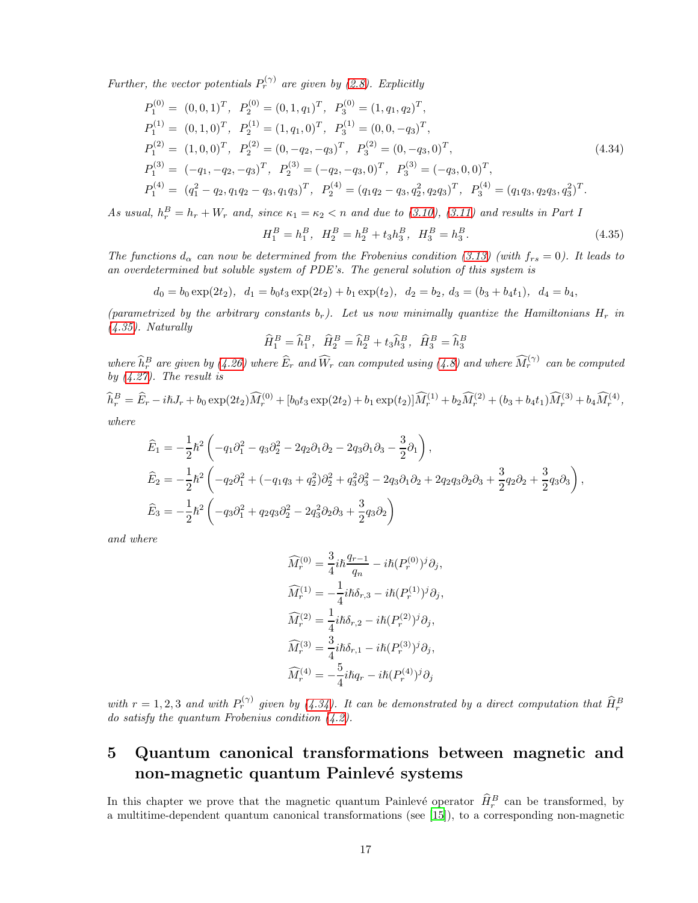*Further, the vector potentials $P_r^{(\gamma)}$ are given by (2.8). Explicitly*

$$
\begin{aligned}
P_1^{(0)} =&\ (0,0,1)^T,\ \ P_2^{(0)} = (0,1,q_1)^T,\ \ P_3^{(0)} = (1,q_1,q_2)^T, \\
P_1^{(1)} =&\ (0,1,0)^T,\ \ P_2^{(1)} = (1,q_1,0)^T,\ \ P_3^{(1)} = (0,0,-q_3)^T, \\
P_1^{(2)} =&\ (1,0,0)^T,\ \ P_2^{(2)} = (0,-q_2,-q_3)^T,\ \ P_3^{(2)} = (0,-q_3,0)^T, \\
P_1^{(3)} =&\ (-q_1,-q_2,-q_3)^T,\ \ P_2^{(3)} = (-q_2,-q_3,0)^T,\ \ P_3^{(3)} = (-q_3,0,0)^T, \\
P_1^{(4)} =&\ (q_1^2-q_2, q_1q_2-q_3, q_1q_3)^T,\ \ P_2^{(4)} = (q_1q_2-q_3, q_2^2, q_2q_3)^T,\ \ P_3^{(4)} = (q_1q_3, q_2q_3, q_3^2)^T.
\end{aligned}
\tag{4.34}
$$

*As usual, $h_r^B = h_r + W_r$ and, since $\kappa_1 = \kappa_2 < n$ and due to (3.10), (3.11) and results in Part I*

$$
H_1^B = h_1^B,\ \ H_2^B = h_2^B + t_3 h_3^B,\ \ H_3^B = h_3^B. \tag{4.35}
$$

*The functions $d_\alpha$ can now be determined from the Frobenius condition (3.13) (with $f_{rs}=0$). It leads to an overdetermined but soluble system of PDE's. The general solution of this system is*

$$
d_0 = b_0\exp(2t_2),\ \ d_1 = b_0t_3\exp(2t_2) + b_1\exp(t_2),\ \ d_2 = b_2,\ d_3 = (b_3+b_4t_1),\ \ d_4 = b_4,
$$

*(parametrized by the arbitrary constants $b_r$). Let us now minimally quantize the Hamiltonians $H_r$ in (4.35). Naturally*

$$
\widehat{H}_1^B = \widehat{h}_1^B,\ \ \widehat{H}_2^B = \widehat{h}_2^B + t_3\widehat{h}_3^B,\ \ \widehat{H}_3^B = \widehat{h}_3^B
$$

*where $\widehat{h}_r^B$ are given by (4.26) where $\widehat{E}_r$ and $\widehat{W}_r$ can computed using (4.8) and where $\widehat{M}_r^{(\gamma)}$ can be computed by (4.27). The result is*

$$
\widehat{h}_r^B = \widehat{E}_r - i\hbar J_r + b_0\exp(2t_2)\widehat{M}_r^{(0)} + [b_0t_3\exp(2t_2) + b_1\exp(t_2)]\widehat{M}_r^{(1)} + b_2\widehat{M}_r^{(2)} + (b_3+b_4t_1)\widehat{M}_r^{(3)} + b_4\widehat{M}_r^{(4)},
$$

*where*

$$
\begin{aligned}
\widehat{E}_1 &= -\frac{1}{2}\hbar^2\left(-q_1\partial_1^2 - q_3\partial_2^2 - 2q_2\partial_1\partial_2 - 2q_3\partial_1\partial_3 - \frac{3}{2}\partial_1\right), \\
\widehat{E}_2 &= -\frac{1}{2}\hbar^2\left(-q_2\partial_1^2 + (-q_1q_3+q_2^2)\partial_2^2 + q_3^2\partial_3^2 - 2q_3\partial_1\partial_2 + 2q_2q_3\partial_2\partial_3 + \frac{3}{2}q_2\partial_2 + \frac{3}{2}q_3\partial_3\right), \\
\widehat{E}_3 &= -\frac{1}{2}\hbar^2\left(-q_3\partial_1^2 + q_2q_3\partial_2^2 - 2q_3^2\partial_2\partial_3 + \frac{3}{2}q_3\partial_2\right)
\end{aligned}
$$

*and where*

$$
\begin{aligned}
\widehat{M}_r^{(0)} &= \frac{3}{4}i\hbar\frac{q_{r-1}}{q_n} - i\hbar(P_r^{(0)})^j\partial_j, \\
\widehat{M}_r^{(1)} &= -\frac{1}{4}i\hbar\delta_{r,3} - i\hbar(P_r^{(1)})^j\partial_j, \\
\widehat{M}_r^{(2)} &= \frac{1}{4}i\hbar\delta_{r,2} - i\hbar(P_r^{(2)})^j\partial_j, \\
\widehat{M}_r^{(3)} &= \frac{3}{4}i\hbar\delta_{r,1} - i\hbar(P_r^{(3)})^j\partial_j, \\
\widehat{M}_r^{(4)} &= -\frac{5}{4}i\hbar q_r - i\hbar(P_r^{(4)})^j\partial_j
\end{aligned}
$$

*with $r=1,2,3$ and with $P_r^{(\gamma)}$ given by (4.34). It can be demonstrated by a direct computation that $\widehat{H}_r^B$ do satisfy the quantum Frobenius condition (4.2).*

# 5 Quantum canonical transformations between magnetic and non-magnetic quantum Painlevé systems

In this chapter we prove that the magnetic quantum Painlevé operator $\widehat{H}_r^B$ can be transformed, by a multitime-dependent quantum canonical transformations (see [15]), to a corresponding non-magnetic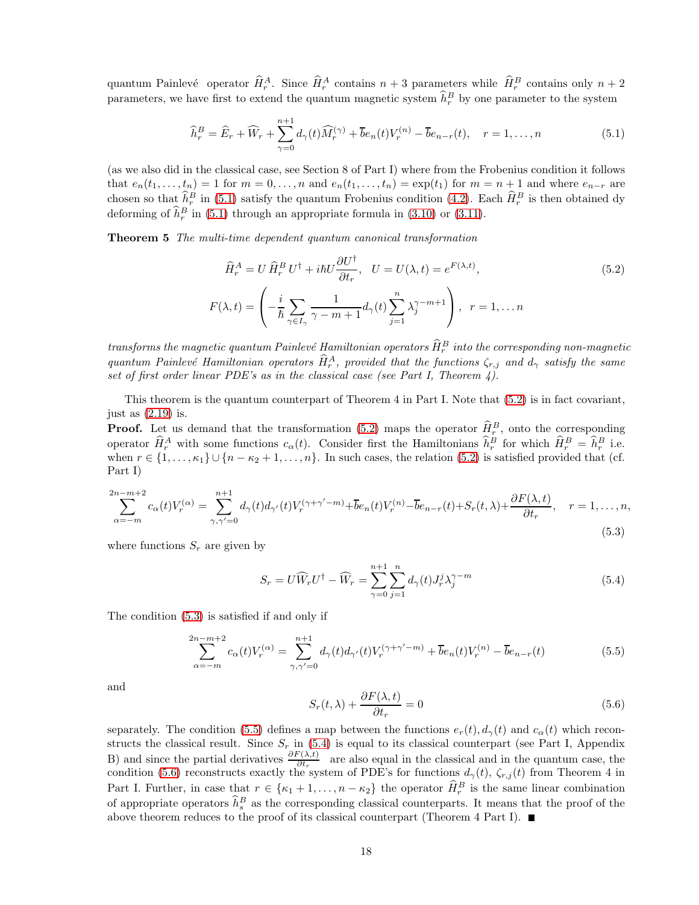quantum Painlevé operator $\widehat{H}_r^A$. Since $\widehat{H}_r^A$ contains $n+3$ parameters while $\widehat{H}_r^B$ contains only $n+2$ parameters, we have first to extend the quantum magnetic system $\widehat{h}_r^B$ by one parameter to the system

$$\widehat{h}_r^B = \widehat{E}_r + \widehat{W}_r + \sum_{\gamma=0}^{n+1} d_\gamma(t)\widehat{M}_r^{(\gamma)} + \overline{b}e_n(t)V_r^{(n)} - \overline{b}e_{n-r}(t), \quad r = 1,\ldots,n \tag{5.1}$$

(as we also did in the classical case, see Section 8 of Part I) where from the Frobenius condition it follows that $e_n(t_1,\ldots,t_n) = 1$ for $m = 0,\ldots,n$ and $e_n(t_1,\ldots,t_n) = \exp(t_1)$ for $m = n+1$ and where $e_{n-r}$ are chosen so that $\widehat{h}_r^B$ in (5.1) satisfy the quantum Frobenius condition (4.2). Each $\widehat{H}_r^B$ is then obtained dy deforming of $\widehat{h}_r^B$ in (5.1) through an appropriate formula in (3.10) or (3.11).

**Theorem 5** *The multi-time dependent quantum canonical transformation*

$$\widehat{H}_r^A = U\,\widehat{H}_r^B\,U^\dagger + i\hbar U\frac{\partial U^\dagger}{\partial t_r}, \quad U = U(\lambda,t) = e^{F(\lambda,t)}, \tag{5.2}$$

$$F(\lambda,t) = \left(-\frac{i}{\hbar}\sum_{\gamma\in I_\gamma}\frac{1}{\gamma-m+1}d_\gamma(t)\sum_{j=1}^n \lambda_j^{\gamma-m+1}\right), \quad r = 1,\ldots n$$

*transforms the magnetic quantum Painlevé Hamiltonian operators $\widehat{H}_r^B$ into the corresponding non-magnetic quantum Painlevé Hamiltonian operators $\widehat{H}_r^A$, provided that the functions $\zeta_{r,j}$ and $d_\gamma$ satisfy the same set of first order linear PDE's as in the classical case (see Part I, Theorem 4).*

This theorem is the quantum counterpart of Theorem 4 in Part I. Note that (5.2) is in fact covariant, just as (2.19) is.

**Proof.** Let us demand that the transformation (5.2) maps the operator $\widehat{H}_r^B$, onto the corresponding operator $\widehat{H}_r^A$ with some functions $c_\alpha(t)$. Consider first the Hamiltonians $\widehat{h}_r^B$ for which $\widehat{H}_r^B = \widehat{h}_r^B$ i.e. when $r \in \{1,\ldots,\kappa_1\}\cup\{n-\kappa_2+1,\ldots,n\}$. In such cases, the relation (5.2) is satisfied provided that (cf. Part I)

$$\sum_{\alpha=-m}^{2n-m+2} c_\alpha(t)V_r^{(\alpha)} = \sum_{\gamma,\gamma'=0}^{n+1} d_\gamma(t)d_{\gamma'}(t)V_r^{(\gamma+\gamma'-m)} + \overline{b}e_n(t)V_r^{(n)} - \overline{b}e_{n-r}(t) + S_r(t,\lambda) + \frac{\partial F(\lambda,t)}{\partial t_r}, \quad r = 1,\ldots,n, \tag{5.3}$$

where functions $S_r$ are given by

$$S_r = U\widehat{W}_r U^\dagger - \widehat{W}_r = \sum_{\gamma=0}^{n+1}\sum_{j=1}^n d_\gamma(t)J_r^j\lambda_j^{\gamma-m} \tag{5.4}$$

The condition (5.3) is satisfied if and only if

$$\sum_{\alpha=-m}^{2n-m+2} c_\alpha(t)V_r^{(\alpha)} = \sum_{\gamma,\gamma'=0}^{n+1} d_\gamma(t)d_{\gamma'}(t)V_r^{(\gamma+\gamma'-m)} + \overline{b}e_n(t)V_r^{(n)} - \overline{b}e_{n-r}(t) \tag{5.5}$$

and

$$S_r(t,\lambda) + \frac{\partial F(\lambda,t)}{\partial t_r} = 0 \tag{5.6}$$

separately. The condition (5.5) defines a map between the functions $e_r(t), d_\gamma(t)$ and $c_\alpha(t)$ which reconstructs the classical result. Since $S_r$ in (5.4) is equal to its classical counterpart (see Part I, Appendix B) and since the partial derivatives $\frac{\partial F(\lambda,t)}{\partial t_r}$ are also equal in the classical and in the quantum case, the condition (5.6) reconstructs exactly the system of PDE's for functions $d_\gamma(t)$, $\zeta_{r,j}(t)$ from Theorem 4 in Part I. Further, in case that $r \in \{\kappa_1+1,\ldots,n-\kappa_2\}$ the operator $\widehat{H}_r^B$ is the same linear combination of appropriate operators $\widehat{h}_s^B$ as the corresponding classical counterparts. It means that the proof of the above theorem reduces to the proof of its classical counterpart (Theorem 4 Part I). ■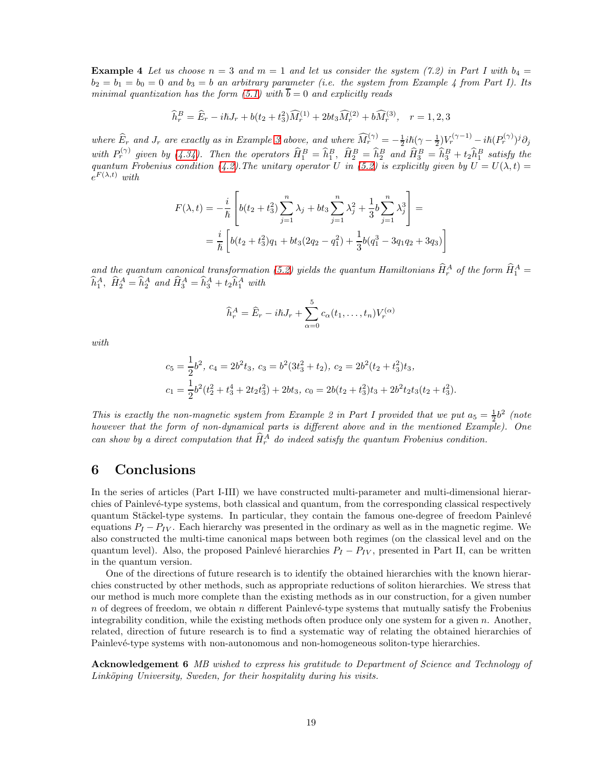**Example 4** *Let us choose $n=3$ and $m=1$ and let us consider the system (7.2) in Part I with $b_4 = b_2 = b_1 = b_0 = 0$ and $b_3 = b$ an arbitrary parameter (i.e. the system from Example 4 from Part I). Its minimal quantization has the form (5.1) with $\overline{b} = 0$ and explicitly reads*

$$\widehat{h}_r^B = \widehat{E}_r - i\hbar J_r + b(t_2 + t_3^2)\widehat{M}_r^{(1)} + 2bt_3\widehat{M}_r^{(2)} + b\widehat{M}_r^{(3)}, \quad r = 1,2,3$$

*where $\widehat{E}_r$ and $J_r$ are exactly as in Example 3 above, and where $\widehat{M}_r^{(\gamma)} = -\frac{1}{2}i\hbar(\gamma - \frac{1}{2})V_r^{(\gamma-1)} - i\hbar(P_r^{(\gamma)})^j\partial_j$ with $P_r^{(\gamma)}$ given by (4.34). Then the operators $\widehat{H}_1^B = \widehat{h}_1^B$, $\widehat{H}_2^B = \widehat{h}_2^B$ and $\widehat{H}_3^B = \widehat{h}_3^B + t_2\widehat{h}_1^B$ satisfy the quantum Frobenius condition (4.2).The unitary operator $U$ in (5.2) is explicitly given by $U = U(\lambda, t) = e^{F(\lambda,t)}$ with*

$$\begin{aligned}
F(\lambda,t) &= -\frac{i}{\hbar}\left[b(t_2+t_3^2)\sum_{j=1}^n \lambda_j + bt_3\sum_{j=1}^n \lambda_j^2 + \frac{1}{3}b\sum_{j=1}^n \lambda_j^3\right] = \\
&= \frac{i}{\hbar}\left[b(t_2+t_3^2)q_1 + bt_3(2q_2 - q_1^2) + \frac{1}{3}b(q_1^3 - 3q_1q_2 + 3q_3)\right]
\end{aligned}$$

*and the quantum canonical transformation (5.2) yields the quantum Hamiltonians $\widehat{H}_r^A$ of the form $\widehat{H}_1^A = \widehat{h}_1^A$, $\widehat{H}_2^A = \widehat{h}_2^A$ and $\widehat{H}_3^A = \widehat{h}_3^A + t_2\widehat{h}_1^A$ with*

$$\widehat{h}_r^A = \widehat{E}_r - i\hbar J_r + \sum_{\alpha=0}^{5} c_\alpha(t_1,\ldots,t_n)V_r^{(\alpha)}$$

*with*

$$\begin{aligned}
&c_5 = \frac{1}{2}b^2,\ c_4 = 2b^2t_3,\ c_3 = b^2(3t_3^2 + t_2),\ c_2 = 2b^2(t_2+t_3^2)t_3, \\
&c_1 = \frac{1}{2}b^2(t_2^2 + t_3^4 + 2t_2t_3^2) + 2bt_3,\ c_0 = 2b(t_2+t_3^2)t_3 + 2b^2t_2t_3(t_2+t_3^2).
\end{aligned}$$

*This is exactly the non-magnetic system from Example 2 in Part I provided that we put $a_5 = \frac{1}{2}b^2$ (note however that the form of non-dynamical parts is different above and in the mentioned Example). One can show by a direct computation that $\widehat{H}_r^A$ do indeed satisfy the quantum Frobenius condition.*

## 6 Conclusions

In the series of articles (Part I-III) we have constructed multi-parameter and multi-dimensional hierarchies of Painlevé-type systems, both classical and quantum, from the corresponding classical respectively quantum Stäckel-type systems. In particular, they contain the famous one-degree of freedom Painlevé equations $P_I - P_{IV}$. Each hierarchy was presented in the ordinary as well as in the magnetic regime. We also constructed the multi-time canonical maps between both regimes (on the classical level and on the quantum level). Also, the proposed Painlevé hierarchies $P_I - P_{IV}$, presented in Part II, can be written in the quantum version.

One of the directions of future research is to identify the obtained hierarchies with the known hierarchies constructed by other methods, such as appropriate reductions of soliton hierarchies. We stress that our method is much more complete than the existing methods as in our construction, for a given number $n$ of degrees of freedom, we obtain $n$ different Painlevé-type systems that mutually satisfy the Frobenius integrability condition, while the existing methods often produce only one system for a given $n$. Another, related, direction of future research is to find a systematic way of relating the obtained hierarchies of Painlevé-type systems with non-autonomous and non-homogeneous soliton-type hierarchies.

**Acknowledgement 6** *MB wished to express his gratitude to Department of Science and Technology of Linköping University, Sweden, for their hospitality during his visits.*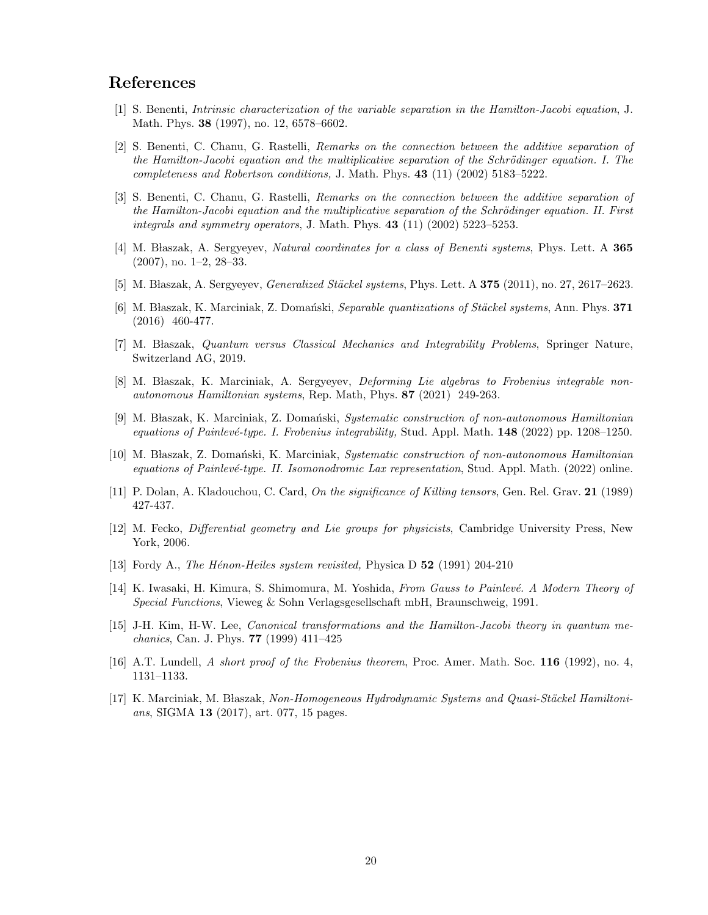## References

[1] S. Benenti, *Intrinsic characterization of the variable separation in the Hamilton-Jacobi equation*, J. Math. Phys. **38** (1997), no. 12, 6578–6602.

[2] S. Benenti, C. Chanu, G. Rastelli, *Remarks on the connection between the additive separation of the Hamilton-Jacobi equation and the multiplicative separation of the Schrödinger equation. I. The completeness and Robertson conditions,* J. Math. Phys. **43** (11) (2002) 5183–5222.

[3] S. Benenti, C. Chanu, G. Rastelli, *Remarks on the connection between the additive separation of the Hamilton-Jacobi equation and the multiplicative separation of the Schrödinger equation. II. First integrals and symmetry operators*, J. Math. Phys. **43** (11) (2002) 5223–5253.

[4] M. Błaszak, A. Sergyeyev, *Natural coordinates for a class of Benenti systems*, Phys. Lett. A **365** (2007), no. 1–2, 28–33.

[5] M. Błaszak, A. Sergyeyev, *Generalized Stäckel systems*, Phys. Lett. A **375** (2011), no. 27, 2617–2623.

[6] M. Błaszak, K. Marciniak, Z. Domański, *Separable quantizations of Stäckel systems*, Ann. Phys. **371** (2016) 460-477.

[7] M. Błaszak, *Quantum versus Classical Mechanics and Integrability Problems*, Springer Nature, Switzerland AG, 2019.

[8] M. Błaszak, K. Marciniak, A. Sergyeyev, *Deforming Lie algebras to Frobenius integrable non-autonomous Hamiltonian systems*, Rep. Math, Phys. **87** (2021) 249-263.

[9] M. Błaszak, K. Marciniak, Z. Domański, *Systematic construction of non-autonomous Hamiltonian equations of Painlevé-type. I. Frobenius integrability,* Stud. Appl. Math. **148** (2022) pp. 1208–1250.

[10] M. Błaszak, Z. Domański, K. Marciniak, *Systematic construction of non-autonomous Hamiltonian equations of Painlevé-type. II. Isomonodromic Lax representation*, Stud. Appl. Math. (2022) online.

[11] P. Dolan, A. Kladouchou, C. Card, *On the significance of Killing tensors*, Gen. Rel. Grav. **21** (1989) 427-437.

[12] M. Fecko, *Differential geometry and Lie groups for physicists*, Cambridge University Press, New York, 2006.

[13] Fordy A., *The Hénon-Heiles system revisited,* Physica D **52** (1991) 204-210

[14] K. Iwasaki, H. Kimura, S. Shimomura, M. Yoshida, *From Gauss to Painlevé. A Modern Theory of Special Functions*, Vieweg & Sohn Verlagsgesellschaft mbH, Braunschweig, 1991.

[15] J-H. Kim, H-W. Lee, *Canonical transformations and the Hamilton-Jacobi theory in quantum mechanics*, Can. J. Phys. **77** (1999) 411–425

[16] A.T. Lundell, *A short proof of the Frobenius theorem*, Proc. Amer. Math. Soc. **116** (1992), no. 4, 1131–1133.

[17] K. Marciniak, M. Błaszak, *Non-Homogeneous Hydrodynamic Systems and Quasi-Stäckel Hamiltonians*, SIGMA **13** (2017), art. 077, 15 pages.